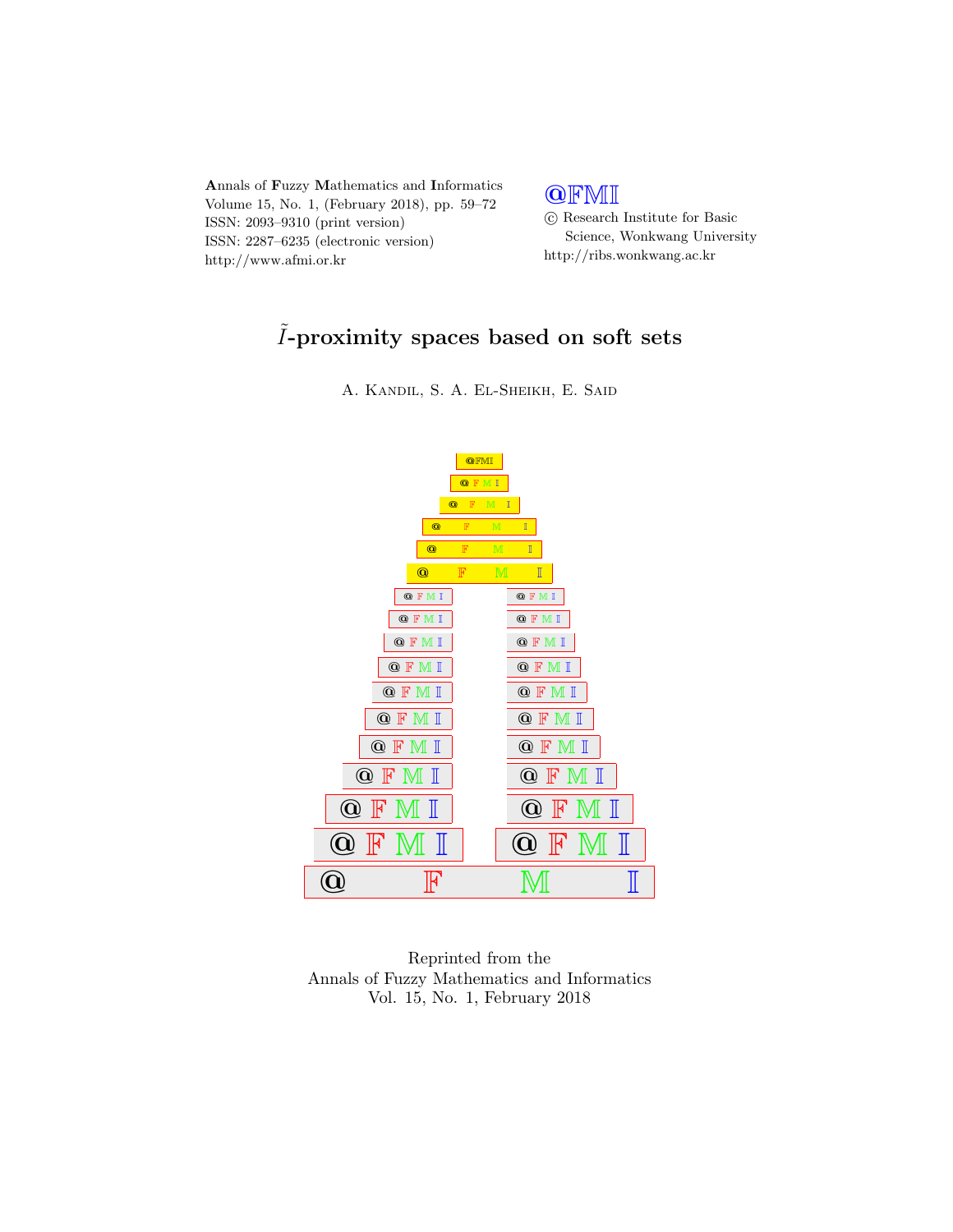Annals of Fuzzy Mathematics and Informatics
Volume 15, No. 1, (February 2018), pp. 59–72
ISSN: 2093–9310 (print version)
ISSN: 2287–6235 (electronic version)
http://www.afmi.or.kr

@FMI
© Research Institute for Basic Science, Wonkwang University
http://ribs.wonkwang.ac.kr

# $\tilde{I}$-proximity spaces based on soft sets

A. Kandil, S. A. El-Sheikh, E. Said

Reprinted from the
Annals of Fuzzy Mathematics and Informatics
Vol. 15, No. 1, February 2018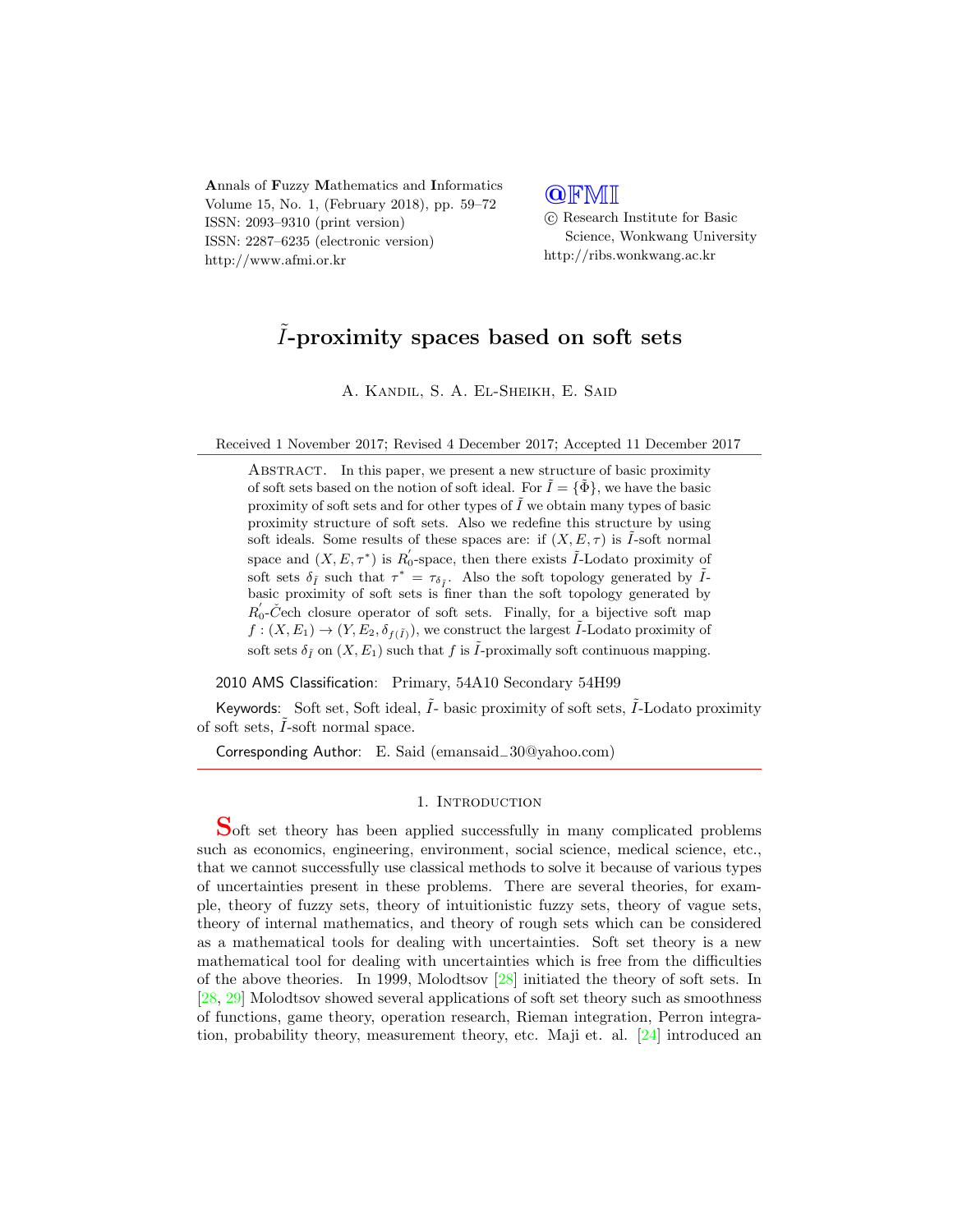Annals of Fuzzy Mathematics and Informatics
Volume 15, No. 1, (February 2018), pp. 59–72
ISSN: 2093–9310 (print version)
ISSN: 2287–6235 (electronic version)
http://www.afmi.or.kr

@FMI
© Research Institute for Basic Science, Wonkwang University
http://ribs.wonkwang.ac.kr

# $\tilde{I}$-proximity spaces based on soft sets

A. Kandil, S. A. El-Sheikh, E. Said

Received 1 November 2017; Revised 4 December 2017; Accepted 11 December 2017

Abstract. In this paper, we present a new structure of basic proximity of soft sets based on the notion of soft ideal. For $\tilde{I} = \{\tilde{\Phi}\}$, we have the basic proximity of soft sets and for other types of $\tilde{I}$ we obtain many types of basic proximity structure of soft sets. Also we redefine this structure by using soft ideals. Some results of these spaces are: if $(X, E, \tau)$ is $\tilde{I}$-soft normal space and $(X, E, \tau^*)$ is $R_0^{'}$-space, then there exists $\tilde{I}$-Lodato proximity of soft sets $\delta_{\tilde{I}}$ such that $\tau^* = \tau_{\delta_{\tilde{I}}}$. Also the soft topology generated by $\tilde{I}$-basic proximity of soft sets is finer than the soft topology generated by $R_0^{'}$-$\check{C}$ech closure operator of soft sets. Finally, for a bijective soft map $f : (X, E_1) \to (Y, E_2, \delta_{f(\tilde{I})})$, we construct the largest $\tilde{I}$-Lodato proximity of soft sets $\delta_{\tilde{I}}$ on $(X, E_1)$ such that $f$ is $\tilde{I}$-proximally soft continuous mapping.

2010 AMS Classification: Primary, 54A10 Secondary 54H99

Keywords: Soft set, Soft ideal, $\tilde{I}$- basic proximity of soft sets, $\tilde{I}$-Lodato proximity of soft sets, $\tilde{I}$-soft normal space.

Corresponding Author: E. Said (emansaid_30@yahoo.com)

## 1. Introduction

Soft set theory has been applied successfully in many complicated problems such as economics, engineering, environment, social science, medical science, etc., that we cannot successfully use classical methods to solve it because of various types of uncertainties present in these problems. There are several theories, for example, theory of fuzzy sets, theory of intuitionistic fuzzy sets, theory of vague sets, theory of internal mathematics, and theory of rough sets which can be considered as a mathematical tools for dealing with uncertainties. Soft set theory is a new mathematical tool for dealing with uncertainties which is free from the difficulties of the above theories. In 1999, Molodtsov [28] initiated the theory of soft sets. In [28, 29] Molodtsov showed several applications of soft set theory such as smoothness of functions, game theory, operation research, Rieman integration, Perron integration, probability theory, measurement theory, etc. Maji et. al. [24] introduced an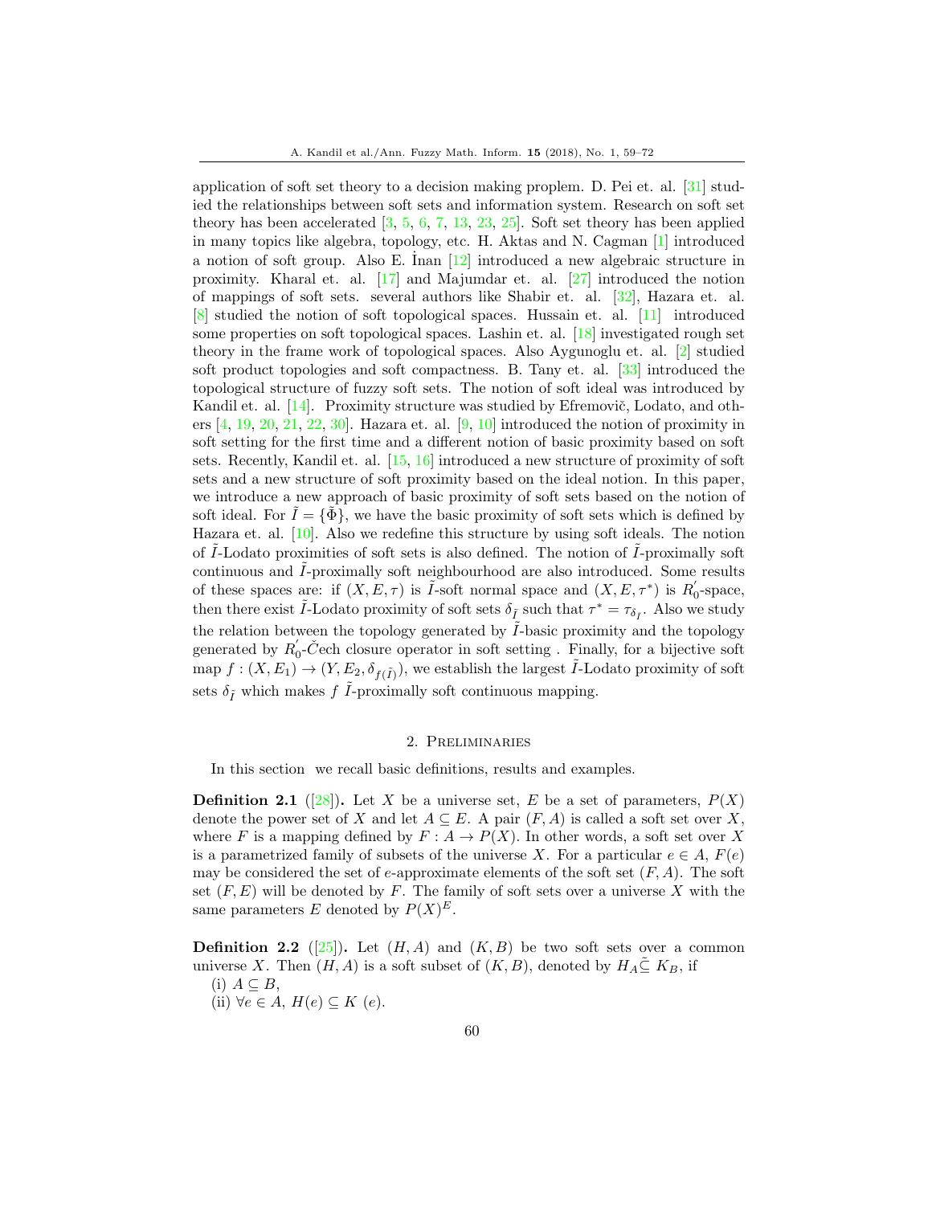application of soft set theory to a decision making proplem. D. Pei et. al. [31] studied the relationships between soft sets and information system. Research on soft set theory has been accelerated [3, 5, 6, 7, 13, 23, 25]. Soft set theory has been applied in many topics like algebra, topology, etc. H. Aktas and N. Cagman [1] introduced a notion of soft group. Also E. İnan [12] introduced a new algebraic structure in proximity. Kharal et. al. [17] and Majumdar et. al. [27] introduced the notion of mappings of soft sets. several authors like Shabir et. al. [32], Hazara et. al. [8] studied the notion of soft topological spaces. Hussain et. al. [11] introduced some properties on soft topological spaces. Lashin et. al. [18] investigated rough set theory in the frame work of topological spaces. Also Aygunoglu et. al. [2] studied soft product topologies and soft compactness. B. Tany et. al. [33] introduced the topological structure of fuzzy soft sets. The notion of soft ideal was introduced by Kandil et. al. [14]. Proximity structure was studied by Efremovič, Lodato, and others [4, 19, 20, 21, 22, 30]. Hazara et. al. [9, 10] introduced the notion of proximity in soft setting for the first time and a different notion of basic proximity based on soft sets. Recently, Kandil et. al. [15, 16] introduced a new structure of proximity of soft sets and a new structure of soft proximity based on the ideal notion. In this paper, we introduce a new approach of basic proximity of soft sets based on the notion of soft ideal. For $\tilde{I} = \{\tilde{\Phi}\}$, we have the basic proximity of soft sets which is defined by Hazara et. al. [10]. Also we redefine this structure by using soft ideals. The notion of $\tilde{I}$-Lodato proximities of soft sets is also defined. The notion of $\tilde{I}$-proximally soft continuous and $\tilde{I}$-proximally soft neighbourhood are also introduced. Some results of these spaces are: if $(X, E, \tau)$ is $\tilde{I}$-soft normal space and $(X, E, \tau^*)$ is $R_0^{'}$-space, then there exist $\tilde{I}$-Lodato proximity of soft sets $\delta_{\tilde{I}}$ such that $\tau^* = \tau_{\delta_{\tilde{I}}}$. Also we study the relation between the topology generated by $\tilde{I}$-basic proximity and the topology generated by $R_0^{'}$-Čech closure operator in soft setting . Finally, for a bijective soft map $f : (X, E_1) \to (Y, E_2, \delta_{f(\tilde{I})})$, we establish the largest $\tilde{I}$-Lodato proximity of soft sets $\delta_{\tilde{I}}$ which makes $f$ $\tilde{I}$-proximally soft continuous mapping.

## 2. Preliminaries

In this section we recall basic definitions, results and examples.

**Definition 2.1** ([28]). Let $X$ be a universe set, $E$ be a set of parameters, $P(X)$ denote the power set of $X$ and let $A \subseteq E$. A pair $(F, A)$ is called a soft set over $X$, where $F$ is a mapping defined by $F : A \to P(X)$. In other words, a soft set over $X$ is a parametrized family of subsets of the universe $X$. For a particular $e \in A$, $F(e)$ may be considered the set of $e$-approximate elements of the soft set $(F, A)$. The soft set $(F, E)$ will be denoted by $F$. The family of soft sets over a universe $X$ with the same parameters $E$ denoted by $P(X)^E$.

**Definition 2.2** ([25]). Let $(H, A)$ and $(K, B)$ be two soft sets over a common universe $X$. Then $(H, A)$ is a soft subset of $(K, B)$, denoted by $H_A \tilde{\subseteq} K_B$, if

(i) $A \subseteq B$,

(ii) $\forall e \in A$, $H(e) \subseteq K(e)$.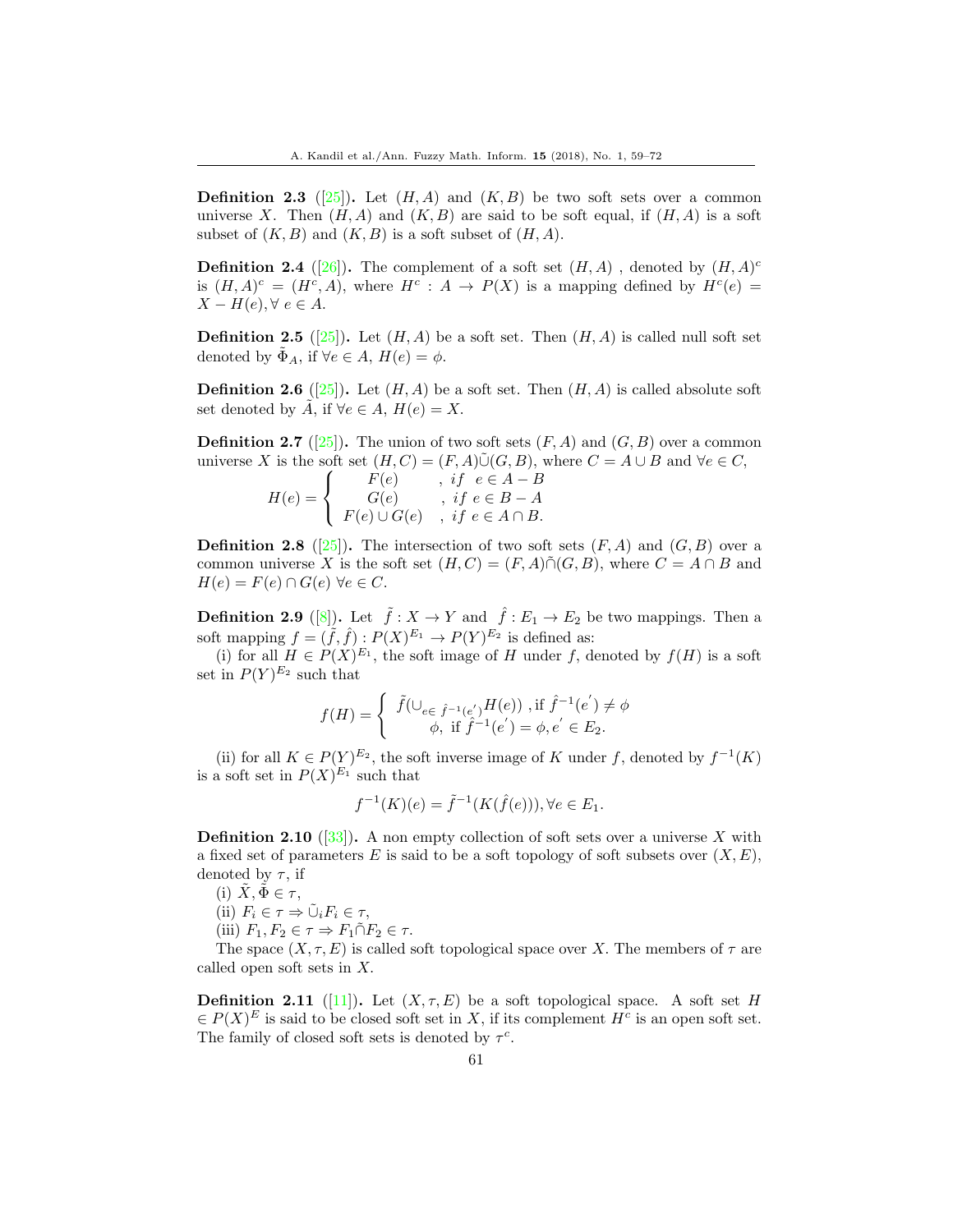**Definition 2.3** ([25]). Let $(H, A)$ and $(K, B)$ be two soft sets over a common universe $X$. Then $(H, A)$ and $(K, B)$ are said to be soft equal, if $(H, A)$ is a soft subset of $(K, B)$ and $(K, B)$ is a soft subset of $(H, A)$.

**Definition 2.4** ([26]). The complement of a soft set $(H, A)$ , denoted by $(H, A)^c$ is $(H, A)^c = (H^c, A)$, where $H^c : A \to P(X)$ is a mapping defined by $H^c(e) = X - H(e), \forall\ e \in A$.

**Definition 2.5** ([25]). Let $(H, A)$ be a soft set. Then $(H, A)$ is called null soft set denoted by $\tilde{\Phi}_A$, if $\forall e \in A$, $H(e) = \phi$.

**Definition 2.6** ([25]). Let $(H, A)$ be a soft set. Then $(H, A)$ is called absolute soft set denoted by $\tilde{A}$, if $\forall e \in A$, $H(e) = X$.

**Definition 2.7** ([25]). The union of two soft sets $(F, A)$ and $(G, B)$ over a common universe $X$ is the soft set $(H, C) = (F, A)\tilde{\cup}(G, B)$, where $C = A \cup B$ and $\forall e \in C$,

$$H(e) = \begin{cases} F(e) & , if\ \ e \in A - B \\ G(e) & , if\ e \in B - A \\ F(e) \cup G(e) & , if\ e \in A \cap B. \end{cases}$$

**Definition 2.8** ([25]). The intersection of two soft sets $(F, A)$ and $(G, B)$ over a common universe $X$ is the soft set $(H, C) = (F, A)\tilde{\cap}(G, B)$, where $C = A \cap B$ and $H(e) = F(e) \cap G(e)\ \forall e \in C$.

**Definition 2.9** ([8]). Let $\tilde{f} : X \to Y$ and $\hat{f} : E_1 \to E_2$ be two mappings. Then a soft mapping $f = (\tilde{f}, \hat{f}) : P(X)^{E_1} \to P(Y)^{E_2}$ is defined as:

(i) for all $H \in P(X)^{E_1}$, the soft image of $H$ under $f$, denoted by $f(H)$ is a soft set in $P(Y)^{E_2}$ such that

$$f(H) = \begin{cases} \tilde{f}(\cup_{e \in\ \hat{f}^{-1}(e^{'})} H(e))\ , \text{if}\ \hat{f}^{-1}(e^{'}) \neq \phi \\ \phi,\ \text{if}\ \hat{f}^{-1}(e^{'}) = \phi, e^{'} \in E_2. \end{cases}$$

(ii) for all $K \in P(Y)^{E_2}$, the soft inverse image of $K$ under $f$, denoted by $f^{-1}(K)$ is a soft set in $P(X)^{E_1}$ such that

$$f^{-1}(K)(e) = \tilde{f}^{-1}(K(\hat{f}(e))), \forall e \in E_1.$$

**Definition 2.10** ([33]). A non empty collection of soft sets over a universe $X$ with a fixed set of parameters $E$ is said to be a soft topology of soft subsets over $(X, E)$, denoted by $\tau$, if

(i) $\tilde{X}, \tilde{\Phi} \in \tau$,

(ii) $F_i \in \tau \Rightarrow \tilde{\cup}_i F_i \in \tau$,

(iii) $F_1, F_2 \in \tau \Rightarrow F_1 \tilde{\cap} F_2 \in \tau$.

The space $(X, \tau, E)$ is called soft topological space over $X$. The members of $\tau$ are called open soft sets in $X$.

**Definition 2.11** ([11]). Let $(X, \tau, E)$ be a soft topological space. A soft set $H \in P(X)^E$ is said to be closed soft set in $X$, if its complement $H^c$ is an open soft set. The family of closed soft sets is denoted by $\tau^c$.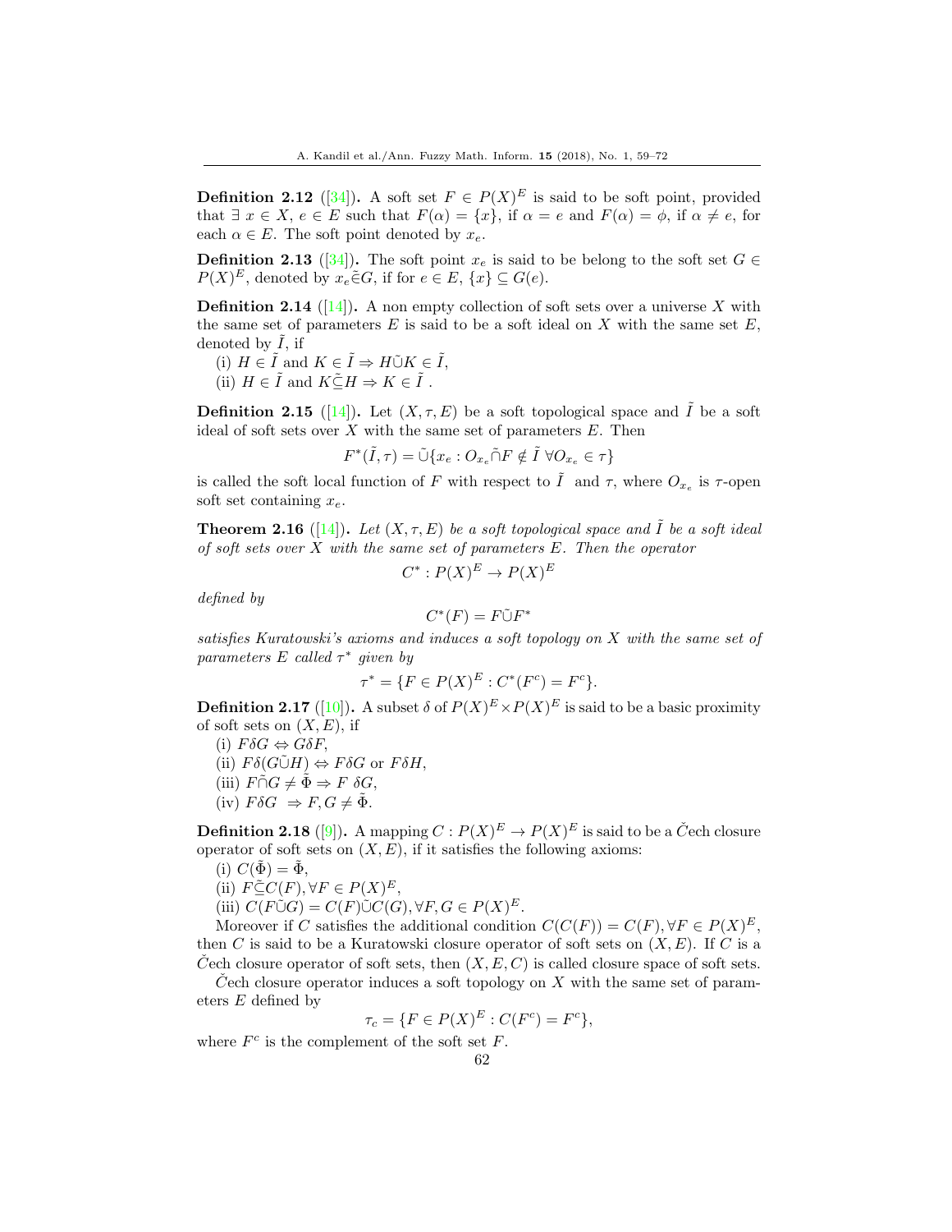**Definition 2.12** ([34]). A soft set $F \in P(X)^E$ is said to be soft point, provided that $\exists\ x \in X$, $e \in E$ such that $F(\alpha) = \{x\}$, if $\alpha = e$ and $F(\alpha) = \phi$, if $\alpha \neq e$, for each $\alpha \in E$. The soft point denoted by $x_e$.

**Definition 2.13** ([34]). The soft point $x_e$ is said to be belong to the soft set $G \in P(X)^E$, denoted by $x_e \tilde{\in} G$, if for $e \in E$, $\{x\} \subseteq G(e)$.

**Definition 2.14** ([14]). A non empty collection of soft sets over a universe $X$ with the same set of parameters $E$ is said to be a soft ideal on $X$ with the same set $E$, denoted by $\tilde{I}$, if

(i) $H \in \tilde{I}$ and $K \in \tilde{I} \Rightarrow H \tilde{\cup} K \in \tilde{I}$,

(ii) $H \in \tilde{I}$ and $K \tilde{\subseteq} H \Rightarrow K \in \tilde{I}$ .

**Definition 2.15** ([14]). Let $(X, \tau, E)$ be a soft topological space and $\tilde{I}$ be a soft ideal of soft sets over $X$ with the same set of parameters $E$. Then

$$F^*(\tilde{I}, \tau) = \tilde{\cup}\{x_e : O_{x_e} \tilde{\cap} F \notin \tilde{I}\ \forall O_{x_e} \in \tau\}$$

is called the soft local function of $F$ with respect to $\tilde{I}$ and $\tau$, where $O_{x_e}$ is $\tau$-open soft set containing $x_e$.

**Theorem 2.16** ([14]). *Let $(X, \tau, E)$ be a soft topological space and $\tilde{I}$ be a soft ideal of soft sets over $X$ with the same set of parameters $E$. Then the operator*

$$C^* : P(X)^E \to P(X)^E$$

*defined by*

$$C^*(F) = F \tilde{\cup} F^*$$

*satisfies Kuratowski's axioms and induces a soft topology on $X$ with the same set of parameters $E$ called $\tau^*$ given by*

$$\tau^* = \{F \in P(X)^E : C^*(F^c) = F^c\}.$$

**Definition 2.17** ([10]). A subset $\delta$ of $P(X)^E \times P(X)^E$ is said to be a basic proximity of soft sets on $(X, E)$, if

(i) $F \delta G \Leftrightarrow G \delta F$,

(ii) $F \delta (G \tilde{\cup} H) \Leftrightarrow F \delta G$ or $F \delta H$,

(iii) $F \tilde{\cap} G \neq \tilde{\Phi} \Rightarrow F\ \delta G$,

(iv) $F \delta G\ \Rightarrow F, G \neq \tilde{\Phi}$.

**Definition 2.18** ([9]). A mapping $C : P(X)^E \to P(X)^E$ is said to be a Čech closure operator of soft sets on $(X, E)$, if it satisfies the following axioms:

(i) $C(\tilde{\Phi}) = \tilde{\Phi}$,

(ii) $F \tilde{\subseteq} C(F), \forall F \in P(X)^E$,

(iii) $C(F \tilde{\cup} G) = C(F) \tilde{\cup} C(G), \forall F, G \in P(X)^E$.

Moreover if $C$ satisfies the additional condition $C(C(F)) = C(F), \forall F \in P(X)^E$, then $C$ is said to be a Kuratowski closure operator of soft sets on $(X, E)$. If $C$ is a Čech closure operator of soft sets, then $(X, E, C)$ is called closure space of soft sets.

Čech closure operator induces a soft topology on $X$ with the same set of parameters $E$ defined by

$$\tau_c = \{F \in P(X)^E : C(F^c) = F^c\},$$

where $F^c$ is the complement of the soft set $F$.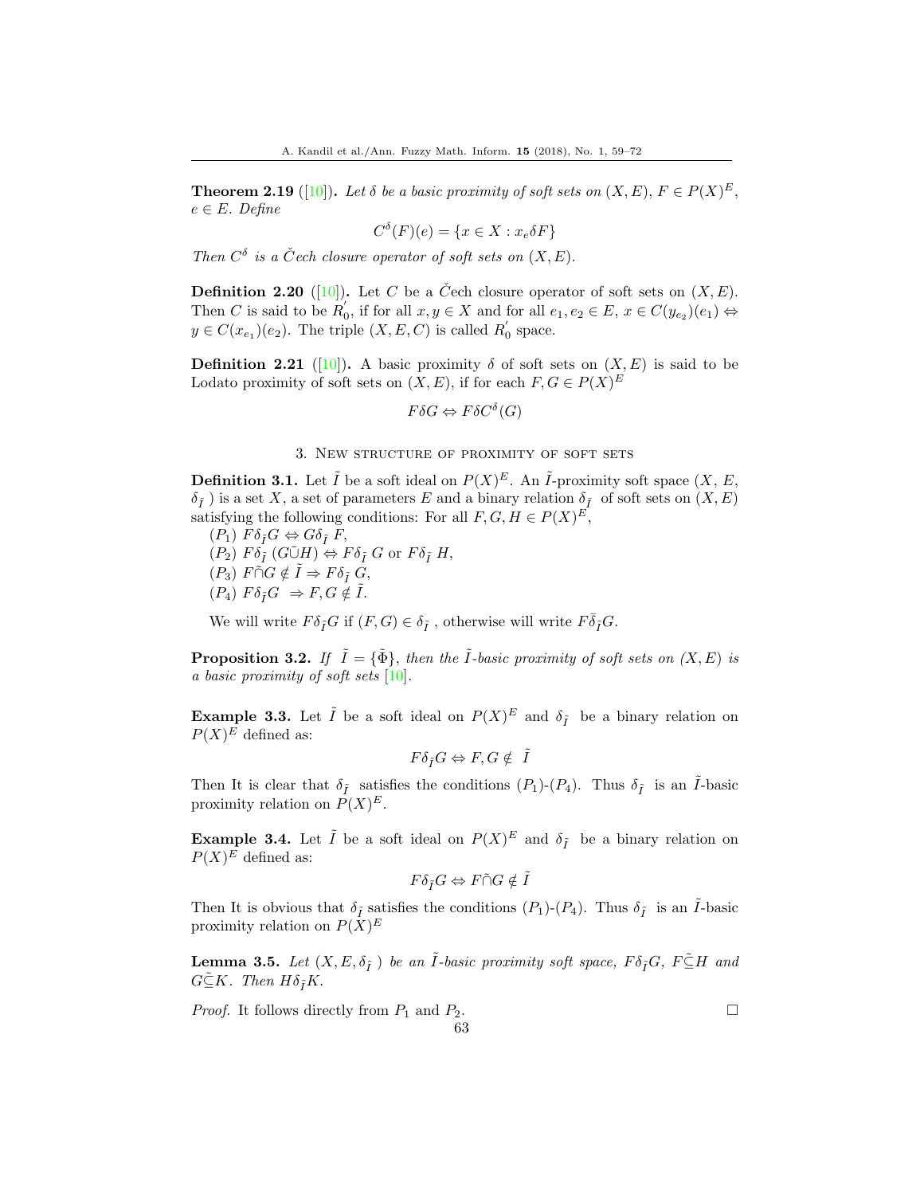**Theorem 2.19** ([10]). *Let $\delta$ be a basic proximity of soft sets on $(X, E)$, $F \in P(X)^E$, $e \in E$. Define*

$$C^{\delta}(F)(e) = \{x \in X : x_e \delta F\}$$

*Then $C^{\delta}$ is a Čech closure operator of soft sets on $(X, E)$.*

**Definition 2.20** ([10]). Let $C$ be a Čech closure operator of soft sets on $(X, E)$. Then $C$ is said to be $R_0^{'}$, if for all $x, y \in X$ and for all $e_1, e_2 \in E$, $x \in C(y_{e_2})(e_1) \Leftrightarrow y \in C(x_{e_1})(e_2)$. The triple $(X, E, C)$ is called $R_0^{'}$ space.

**Definition 2.21** ([10]). A basic proximity $\delta$ of soft sets on $(X, E)$ is said to be Lodato proximity of soft sets on $(X, E)$, if for each $F, G \in P(X)^E$

$$F\delta G \Leftrightarrow F\delta C^{\delta}(G)$$

## 3. New structure of proximity of soft sets

**Definition 3.1.** Let $\tilde{I}$ be a soft ideal on $P(X)^E$. An $\tilde{I}$-proximity soft space $(X, E, \delta_{\tilde{I}})$ is a set $X$, a set of parameters $E$ and a binary relation $\delta_{\tilde{I}}$ of soft sets on $(X, E)$ satisfying the following conditions: For all $F, G, H \in P(X)^E$,

$(P_1)$ $F\delta_{\tilde{I}}G \Leftrightarrow G\delta_{\tilde{I}} F$,
$(P_2)$ $F\delta_{\tilde{I}} (G\tilde{\cup}H) \Leftrightarrow F\delta_{\tilde{I}} G$ or $F\delta_{\tilde{I}} H$,
$(P_3)$ $F\tilde{\cap}G \notin \tilde{I} \Rightarrow F\delta_{\tilde{I}} G$,
$(P_4)$ $F\delta_{\tilde{I}}G \Rightarrow F, G \notin \tilde{I}$.

We will write $F\delta_{\tilde{I}}G$ if $(F, G) \in \delta_{\tilde{I}}$, otherwise will write $F\bar{\delta}_{\tilde{I}}G$.

**Proposition 3.2.** *If $\tilde{I} = \{\tilde{\Phi}\}$, then the $\tilde{I}$-basic proximity of soft sets on $(X, E)$ is a basic proximity of soft sets* [10].

**Example 3.3.** Let $\tilde{I}$ be a soft ideal on $P(X)^E$ and $\delta_{\tilde{I}}$ be a binary relation on $P(X)^E$ defined as:

$$F\delta_{\tilde{I}}G \Leftrightarrow F, G \notin \tilde{I}$$

Then It is clear that $\delta_{\tilde{I}}$ satisfies the conditions $(P_1)$-$(P_4)$. Thus $\delta_{\tilde{I}}$ is an $\tilde{I}$-basic proximity relation on $P(X)^E$.

**Example 3.4.** Let $\tilde{I}$ be a soft ideal on $P(X)^E$ and $\delta_{\tilde{I}}$ be a binary relation on $P(X)^E$ defined as:

$$F\delta_{\tilde{I}}G \Leftrightarrow F\tilde{\cap}G \notin \tilde{I}$$

Then It is obvious that $\delta_{\tilde{I}}$ satisfies the conditions $(P_1)$-$(P_4)$. Thus $\delta_{\tilde{I}}$ is an $\tilde{I}$-basic proximity relation on $P(X)^E$

**Lemma 3.5.** *Let $(X, E, \delta_{\tilde{I}})$ be an $\tilde{I}$-basic proximity soft space, $F\delta_{\tilde{I}}G$, $F\tilde{\subseteq}H$ and $G\tilde{\subseteq}K$. Then $H\delta_{\tilde{I}}K$.*

*Proof.* It follows directly from $P_1$ and $P_2$. □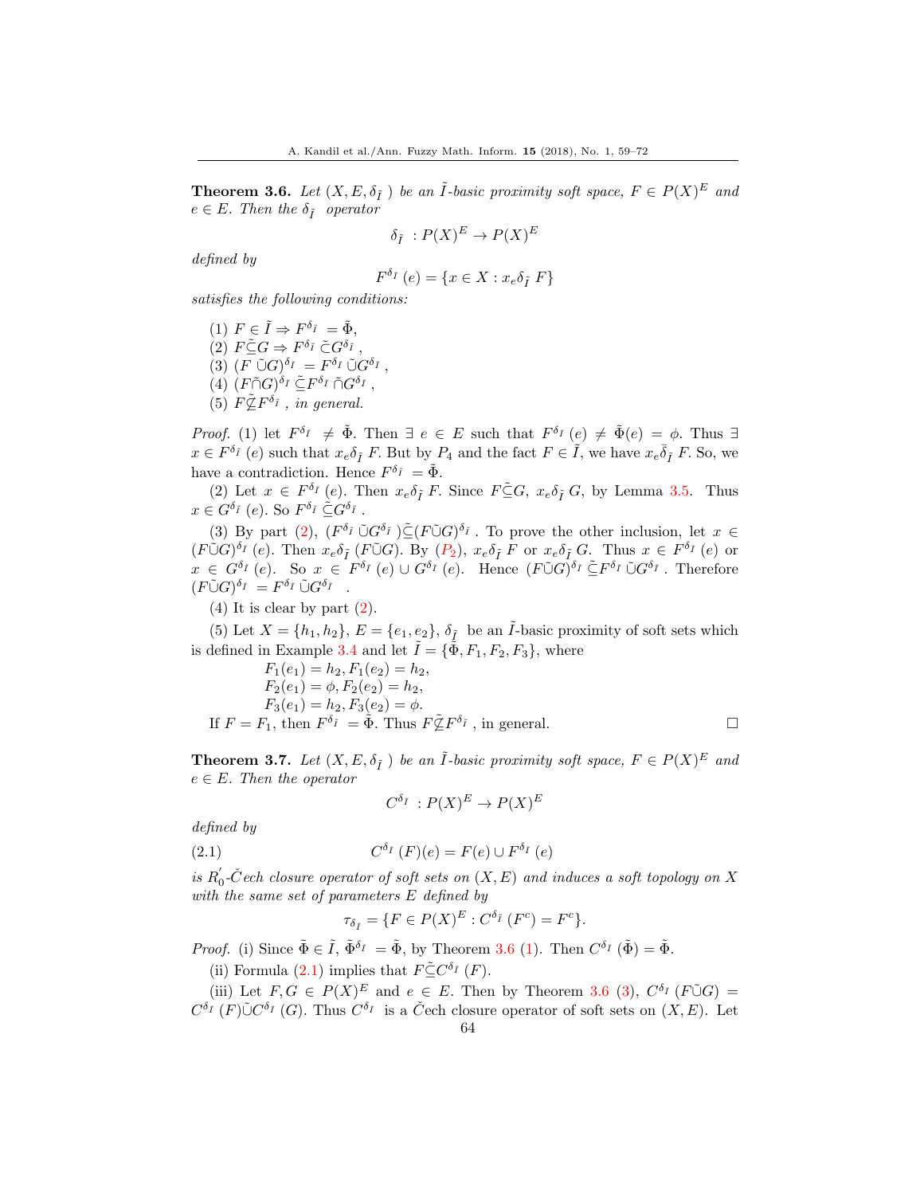**Theorem 3.6.** *Let $(X, E, \delta_{\tilde{I}})$ be an $\tilde{I}$-basic proximity soft space, $F \in P(X)^E$ and $e \in E$. Then the $\delta_{\tilde{I}}$ operator*

$$\delta_{\tilde{I}} : P(X)^E \to P(X)^E$$

*defined by*

$$F^{\delta_{\tilde{I}}}(e) = \{x \in X : x_e \delta_{\tilde{I}} F\}$$

*satisfies the following conditions:*

(1) $F \in \tilde{I} \Rightarrow F^{\delta_{\tilde{I}}} = \tilde{\Phi}$,
(2) $F \tilde{\subseteq} G \Rightarrow F^{\delta_{\tilde{I}}} \tilde{\subseteq} G^{\delta_{\tilde{I}}}$,
(3) $(F \tilde{\cup} G)^{\delta_{\tilde{I}}} = F^{\delta_{\tilde{I}}} \tilde{\cup} G^{\delta_{\tilde{I}}}$,
(4) $(F \tilde{\cap} G)^{\delta_{\tilde{I}}} \tilde{\subseteq} F^{\delta_{\tilde{I}}} \tilde{\cap} G^{\delta_{\tilde{I}}}$,
(5) $F \tilde{\not\subseteq} F^{\delta_{\tilde{I}}}$, *in general.*

*Proof.* (1) let $F^{\delta_{\tilde{I}}} \neq \tilde{\Phi}$. Then $\exists\ e \in E$ such that $F^{\delta_{\tilde{I}}}(e) \neq \tilde{\Phi}(e) = \phi$. Thus $\exists$ $x \in F^{\delta_{\tilde{I}}}(e)$ such that $x_e \delta_{\tilde{I}} F$. But by $P_4$ and the fact $F \in \tilde{I}$, we have $x_e \bar{\delta}_{\tilde{I}} F$. So, we have a contradiction. Hence $F^{\delta_{\tilde{I}}} = \tilde{\Phi}$.

(2) Let $x \in F^{\delta_{\tilde{I}}}(e)$. Then $x_e \delta_{\tilde{I}} F$. Since $F \tilde{\subseteq} G$, $x_e \delta_{\tilde{I}} G$, by Lemma 3.5. Thus $x \in G^{\delta_{\tilde{I}}}(e)$. So $F^{\delta_{\tilde{I}}} \tilde{\subseteq} G^{\delta_{\tilde{I}}}$.

(3) By part (2), $(F^{\delta_{\tilde{I}}} \tilde{\cup} G^{\delta_{\tilde{I}}}) \tilde{\subseteq} (F \tilde{\cup} G)^{\delta_{\tilde{I}}}$. To prove the other inclusion, let $x \in (F \tilde{\cup} G)^{\delta_{\tilde{I}}}(e)$. Then $x_e \delta_{\tilde{I}} (F \tilde{\cup} G)$. By ($P_2$), $x_e \delta_{\tilde{I}} F$ or $x_e \delta_{\tilde{I}} G$. Thus $x \in F^{\delta_{\tilde{I}}}(e)$ or $x \in G^{\delta_{\tilde{I}}}(e)$. So $x \in F^{\delta_{\tilde{I}}}(e) \cup G^{\delta_{\tilde{I}}}(e)$. Hence $(F \tilde{\cup} G)^{\delta_{\tilde{I}}} \tilde{\subseteq} F^{\delta_{\tilde{I}}} \tilde{\cup} G^{\delta_{\tilde{I}}}$. Therefore $(F \tilde{\cup} G)^{\delta_{\tilde{I}}} = F^{\delta_{\tilde{I}}} \tilde{\cup} G^{\delta_{\tilde{I}}}$.

(4) It is clear by part (2).

(5) Let $X = \{h_1, h_2\}$, $E = \{e_1, e_2\}$, $\delta_{\tilde{I}}$ be an $\tilde{I}$-basic proximity of soft sets which is defined in Example 3.4 and let $\tilde{I} = \{\tilde{\Phi}, F_1, F_2, F_3\}$, where

$F_1(e_1) = h_2, F_1(e_2) = h_2,$
$F_2(e_1) = \phi, F_2(e_2) = h_2,$
$F_3(e_1) = h_2, F_3(e_2) = \phi.$

If $F = F_1$, then $F^{\delta_{\tilde{I}}} = \tilde{\Phi}$. Thus $F \tilde{\not\subseteq} F^{\delta_{\tilde{I}}}$, in general. □

**Theorem 3.7.** *Let $(X, E, \delta_{\tilde{I}})$ be an $\tilde{I}$-basic proximity soft space, $F \in P(X)^E$ and $e \in E$. Then the operator*

$$C^{\delta_{\tilde{I}}} : P(X)^E \to P(X)^E$$

*defined by*

$$C^{\delta_{\tilde{I}}}(F)(e) = F(e) \cup F^{\delta_{\tilde{I}}}(e) \tag{2.1}$$

*is $R_0'$-Čech closure operator of soft sets on $(X, E)$ and induces a soft topology on $X$ with the same set of parameters $E$ defined by*

$$\tau_{\delta_{\tilde{I}}} = \{F \in P(X)^E : C^{\delta_{\tilde{I}}}(F^c) = F^c\}.$$

*Proof.* (i) Since $\tilde{\Phi} \in \tilde{I}$, $\tilde{\Phi}^{\delta_{\tilde{I}}} = \tilde{\Phi}$, by Theorem 3.6 (1). Then $C^{\delta_{\tilde{I}}}(\tilde{\Phi}) = \tilde{\Phi}$.

(ii) Formula (2.1) implies that $F \tilde{\subseteq} C^{\delta_{\tilde{I}}}(F)$.

(iii) Let $F, G \in P(X)^E$ and $e \in E$. Then by Theorem 3.6 (3), $C^{\delta_{\tilde{I}}}(F \tilde{\cup} G) = C^{\delta_{\tilde{I}}}(F) \tilde{\cup} C^{\delta_{\tilde{I}}}(G)$. Thus $C^{\delta_{\tilde{I}}}$ is a Čech closure operator of soft sets on $(X, E)$. Let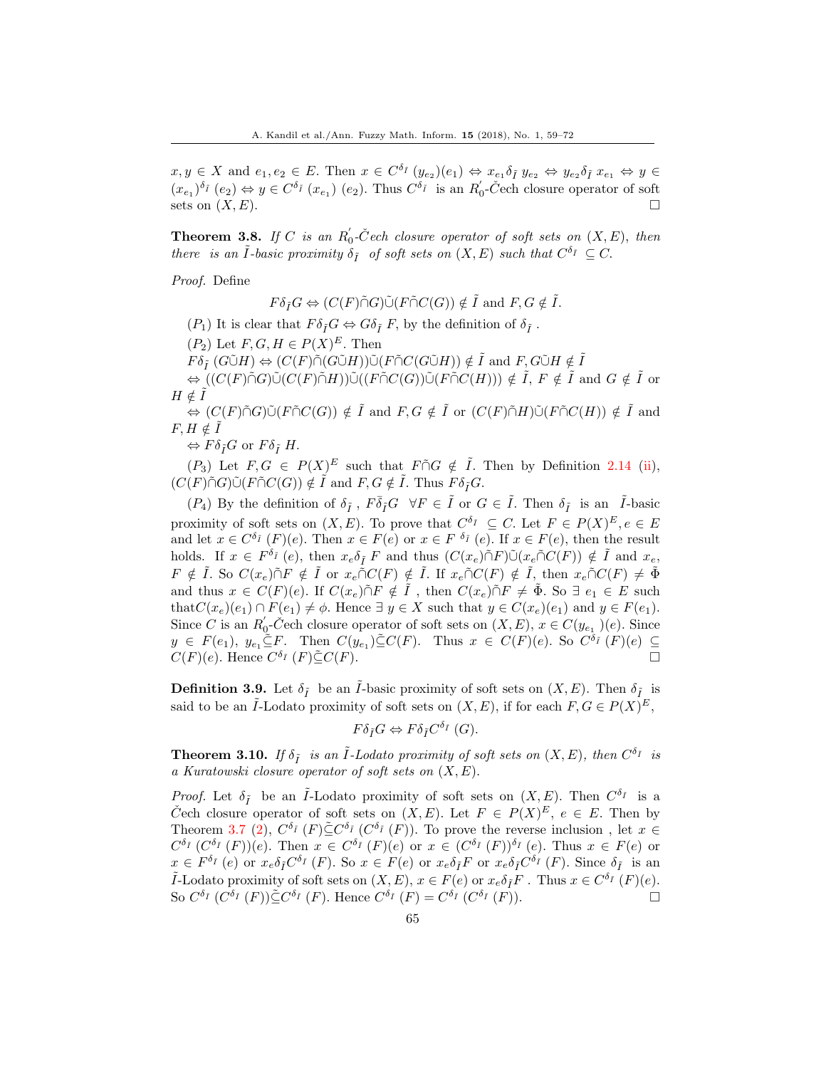$x, y \in X$ and $e_1, e_2 \in E$. Then $x \in C^{\delta_{\tilde{I}}}(y_{e_2})(e_1) \Leftrightarrow x_{e_1}\delta_{\tilde{I}}\, y_{e_2} \Leftrightarrow y_{e_2}\delta_{\tilde{I}}\, x_{e_1} \Leftrightarrow y \in (x_{e_1})^{\delta_{\tilde{I}}}(e_2) \Leftrightarrow y \in C^{\delta_{\tilde{I}}}(x_{e_1})(e_2)$. Thus $C^{\delta_{\tilde{I}}}$ is an $R_0^{'}$-Čech closure operator of soft sets on $(X, E)$. □

**Theorem 3.8.** *If $C$ is an $R_0^{'}$-Čech closure operator of soft sets on $(X, E)$, then there is an $\tilde{I}$-basic proximity $\delta_{\tilde{I}}$ of soft sets on $(X, E)$ such that $C^{\delta_{\tilde{I}}} \subseteq C$.*

*Proof.* Define

$$F\delta_{\tilde{I}}G \Leftrightarrow (C(F)\tilde{\cap}G)\tilde{\cup}(F\tilde{\cap}C(G)) \notin \tilde{I} \text{ and } F, G \notin \tilde{I}.$$

$(P_1)$ It is clear that $F\delta_{\tilde{I}}G \Leftrightarrow G\delta_{\tilde{I}}\,F$, by the definition of $\delta_{\tilde{I}}$.

$(P_2)$ Let $F, G, H \in P(X)^E$. Then

$F\delta_{\tilde{I}}\,(G\tilde{\cup}H) \Leftrightarrow (C(F)\tilde{\cap}(G\tilde{\cup}H))\tilde{\cup}(F\tilde{\cap}C(G\tilde{\cup}H)) \notin \tilde{I}$ and $F, G\tilde{\cup}H \notin \tilde{I}$

$\Leftrightarrow ((C(F)\tilde{\cap}G)\tilde{\cup}(C(F)\tilde{\cap}H))\tilde{\cup}((F\tilde{\cap}C(G))\tilde{\cup}(F\tilde{\cap}C(H))) \notin \tilde{I}$, $F \notin \tilde{I}$ and $G \notin \tilde{I}$ or $H \notin \tilde{I}$

$\Leftrightarrow (C(F)\tilde{\cap}G)\tilde{\cup}(F\tilde{\cap}C(G)) \notin \tilde{I}$ and $F, G \notin \tilde{I}$ or $(C(F)\tilde{\cap}H)\tilde{\cup}(F\tilde{\cap}C(H)) \notin \tilde{I}$ and $F, H \notin \tilde{I}$

$\Leftrightarrow F\delta_{\tilde{I}}G$ or $F\delta_{\tilde{I}}\,H$.

$(P_3)$ Let $F, G \in P(X)^E$ such that $F\tilde{\cap}G \notin \tilde{I}$. Then by Definition 2.14 (ii), $(C(F)\tilde{\cap}G)\tilde{\cup}(F\tilde{\cap}C(G)) \notin \tilde{I}$ and $F, G \notin \tilde{I}$. Thus $F\delta_{\tilde{I}}G$.

$(P_4)$ By the definition of $\delta_{\tilde{I}}$, $F\bar{\delta}_{\tilde{I}}G \;\; \forall F \in \tilde{I}$ or $G \in \tilde{I}$. Then $\delta_{\tilde{I}}$ is an $\tilde{I}$-basic proximity of soft sets on $(X, E)$. To prove that $C^{\delta_{\tilde{I}}} \subseteq C$. Let $F \in P(X)^E, e \in E$ and let $x \in C^{\delta_{\tilde{I}}}(F)(e)$. Then $x \in F(e)$ or $x \in F^{\delta_{\tilde{I}}}(e)$. If $x \in F(e)$, then the result holds. If $x \in F^{\delta_{\tilde{I}}}(e)$, then $x_e\delta_{\tilde{I}}\,F$ and thus $(C(x_e)\tilde{\cap}F)\tilde{\cup}(x_e\tilde{\cap}C(F)) \notin \tilde{I}$ and $x_e$, $F \notin \tilde{I}$. So $C(x_e)\tilde{\cap}F \notin \tilde{I}$ or $x_e\tilde{\cap}C(F) \notin \tilde{I}$. If $x_e\tilde{\cap}C(F) \notin \tilde{I}$, then $x_e\tilde{\cap}C(F) \neq \tilde{\Phi}$ and thus $x \in C(F)(e)$. If $C(x_e)\tilde{\cap}F \notin \tilde{I}$, then $C(x_e)\tilde{\cap}F \neq \tilde{\Phi}$. So $\exists\, e_1 \in E$ such that $C(x_e)(e_1) \cap F(e_1) \neq \phi$. Hence $\exists\, y \in X$ such that $y \in C(x_e)(e_1)$ and $y \in F(e_1)$. Since $C$ is an $R_0^{'}$-Čech closure operator of soft sets on $(X, E)$, $x \in C(y_{e_1})(e)$. Since $y \in F(e_1)$, $y_{e_1}\tilde{\subseteq}F$. Then $C(y_{e_1})\tilde{\subseteq}C(F)$. Thus $x \in C(F)(e)$. So $C^{\delta_{\tilde{I}}}(F)(e) \subseteq C(F)(e)$. Hence $C^{\delta_{\tilde{I}}}(F)\tilde{\subseteq}C(F)$. □

**Definition 3.9.** Let $\delta_{\tilde{I}}$ be an $\tilde{I}$-basic proximity of soft sets on $(X, E)$. Then $\delta_{\tilde{I}}$ is said to be an $\tilde{I}$-Lodato proximity of soft sets on $(X, E)$, if for each $F, G \in P(X)^E$,

$$F\delta_{\tilde{I}}G \Leftrightarrow F\delta_{\tilde{I}}C^{\delta_{\tilde{I}}}(G).$$

**Theorem 3.10.** *If $\delta_{\tilde{I}}$ is an $\tilde{I}$-Lodato proximity of soft sets on $(X, E)$, then $C^{\delta_{\tilde{I}}}$ is a Kuratowski closure operator of soft sets on $(X, E)$.*

*Proof.* Let $\delta_{\tilde{I}}$ be an $\tilde{I}$-Lodato proximity of soft sets on $(X, E)$. Then $C^{\delta_{\tilde{I}}}$ is a Čech closure operator of soft sets on $(X, E)$. Let $F \in P(X)^E$, $e \in E$. Then by Theorem 3.7 (2), $C^{\delta_{\tilde{I}}}(F)\tilde{\subseteq}C^{\delta_{\tilde{I}}}(C^{\delta_{\tilde{I}}}(F))$. To prove the reverse inclusion , let $x \in C^{\delta_{\tilde{I}}}(C^{\delta_{\tilde{I}}}(F))(e)$. Then $x \in C^{\delta_{\tilde{I}}}(F)(e)$ or $x \in (C^{\delta_{\tilde{I}}}(F))^{\delta_{\tilde{I}}}(e)$. Thus $x \in F(e)$ or $x \in F^{\delta_{\tilde{I}}}(e)$ or $x_e\delta_{\tilde{I}}C^{\delta_{\tilde{I}}}(F)$. So $x \in F(e)$ or $x_e\delta_{\tilde{I}}F$ or $x_e\delta_{\tilde{I}}C^{\delta_{\tilde{I}}}(F)$. Since $\delta_{\tilde{I}}$ is an $\tilde{I}$-Lodato proximity of soft sets on $(X, E)$, $x \in F(e)$ or $x_e\delta_{\tilde{I}}F$ . Thus $x \in C^{\delta_{\tilde{I}}}(F)(e)$. So $C^{\delta_{\tilde{I}}}(C^{\delta_{\tilde{I}}}(F))\tilde{\subseteq}C^{\delta_{\tilde{I}}}(F)$. Hence $C^{\delta_{\tilde{I}}}(F) = C^{\delta_{\tilde{I}}}(C^{\delta_{\tilde{I}}}(F))$. □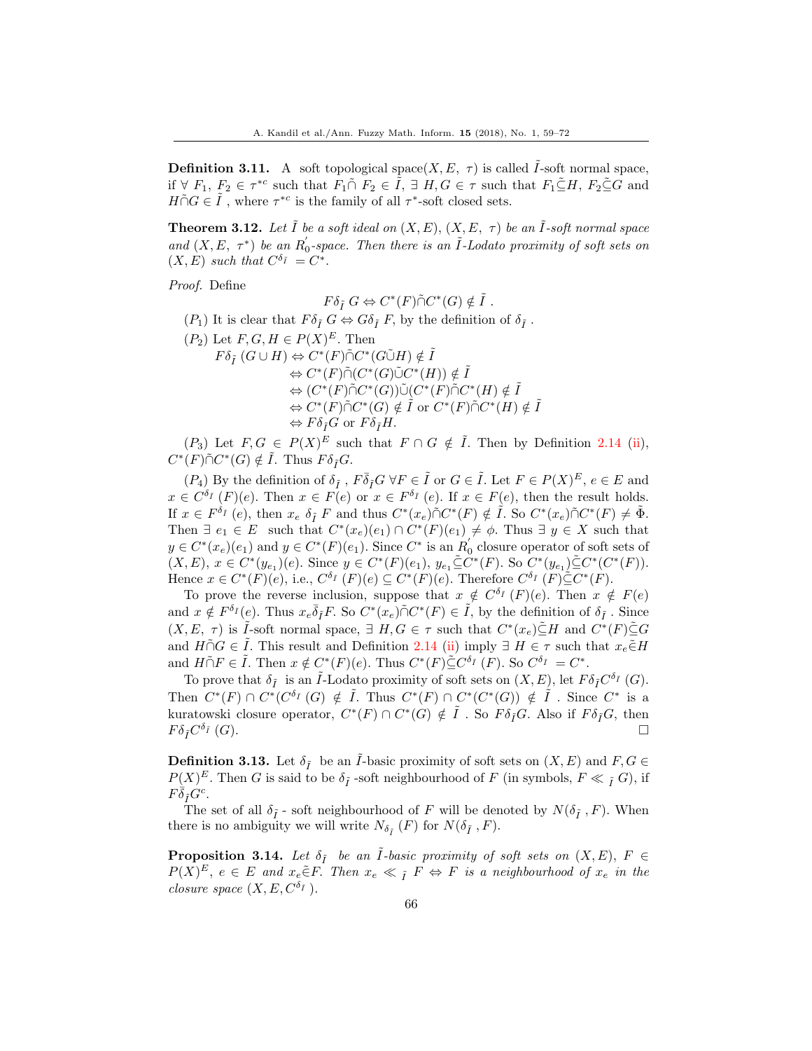**Definition 3.11.** A soft topological space$(X, E, \tau)$ is called $\tilde{I}$-soft normal space, if $\forall\ F_1,\ F_2 \in \tau^{*c}$ such that $F_1 \tilde{\cap}\ F_2 \in \tilde{I}$, $\exists\ H, G \in \tau$ such that $F_1 \tilde{\subseteq} H$, $F_2 \tilde{\subseteq} G$ and $H \tilde{\cap} G \in \tilde{I}$ , where $\tau^{*c}$ is the family of all $\tau^*$-soft closed sets.

**Theorem 3.12.** *Let $\tilde{I}$ be a soft ideal on $(X, E)$, $(X, E,\ \tau)$ be an $\tilde{I}$-soft normal space and $(X, E,\ \tau^*)$ be an $R_0^{'}$-space. Then there is an $\tilde{I}$-Lodato proximity of soft sets on $(X, E)$ such that $C^{\delta_{\tilde{I}}} = C^*$.*

*Proof.* Define

$$F \delta_{\tilde{I}}\ G \Leftrightarrow C^*(F) \tilde{\cap} C^*(G) \notin \tilde{I}\ .$$

$(P_1)$ It is clear that $F \delta_{\tilde{I}}\ G \Leftrightarrow G \delta_{\tilde{I}}\ F$, by the definition of $\delta_{\tilde{I}}$ .

$(P_2)$ Let $F, G, H \in P(X)^E$. Then

$$\begin{aligned}
F \delta_{\tilde{I}}\ (G \cup H) &\Leftrightarrow C^*(F) \tilde{\cap} C^*(G \tilde{\cup} H) \notin \tilde{I} \\
&\Leftrightarrow C^*(F) \tilde{\cap} (C^*(G) \tilde{\cup} C^*(H)) \notin \tilde{I} \\
&\Leftrightarrow (C^*(F) \tilde{\cap} C^*(G)) \tilde{\cup} (C^*(F) \tilde{\cap} C^*(H) \notin \tilde{I} \\
&\Leftrightarrow C^*(F) \tilde{\cap} C^*(G) \notin \tilde{I} \text{ or } C^*(F) \tilde{\cap} C^*(H) \notin \tilde{I} \\
&\Leftrightarrow F \delta_{\tilde{I}} G \text{ or } F \delta_{\tilde{I}} H.
\end{aligned}$$

$(P_3)$ Let $F, G \in P(X)^E$ such that $F \cap G \notin \tilde{I}$. Then by Definition 2.14 (ii), $C^*(F) \tilde{\cap} C^*(G) \notin \tilde{I}$. Thus $F \delta_{\tilde{I}} G$.

$(P_4)$ By the definition of $\delta_{\tilde{I}}$ , $F \bar{\delta}_{\tilde{I}} G\ \forall F \in \tilde{I}$ or $G \in \tilde{I}$. Let $F \in P(X)^E$, $e \in E$ and $x \in C^{\delta_{\tilde{I}}}\ (F)(e)$. Then $x \in F(e)$ or $x \in F^{\delta_{\tilde{I}}}\ (e)$. If $x \in F(e)$, then the result holds. If $x \in F^{\delta_{\tilde{I}}}\ (e)$, then $x_e\ \delta_{\tilde{I}}\ F$ and thus $C^*(x_e) \tilde{\cap} C^*(F) \notin \tilde{I}$. So $C^*(x_e) \tilde{\cap} C^*(F) \neq \tilde{\Phi}$. Then $\exists\ e_1 \in E$ such that $C^*(x_e)(e_1) \cap C^*(F)(e_1) \neq \phi$. Thus $\exists\ y \in X$ such that $y \in C^*(x_e)(e_1)$ and $y \in C^*(F)(e_1)$. Since $C^*$ is an $R_0^{'}$ closure operator of soft sets of $(X, E)$, $x \in C^*(y_{e_1})(e)$. Since $y \in C^*(F)(e_1)$, $y_{e_1} \tilde{\subseteq} C^*(F)$. So $C^*(y_{e_1}) \tilde{\subseteq} C^*(C^*(F))$. Hence $x \in C^*(F)(e)$, i.e., $C^{\delta_{\tilde{I}}}\ (F)(e) \subseteq C^*(F)(e)$. Therefore $C^{\delta_{\tilde{I}}}\ (F) \tilde{\subseteq} C^*(F)$.

To prove the reverse inclusion, suppose that $x \notin C^{\delta_{\tilde{I}}}\ (F)(e)$. Then $x \notin F(e)$ and $x \notin F^{\delta_{\tilde{I}}}(e)$. Thus $x_e \bar{\delta}_{\tilde{I}} F$. So $C^*(x_e) \tilde{\cap} C^*(F) \in \tilde{I}$, by the definition of $\delta_{\tilde{I}}$ . Since $(X, E,\ \tau)$ is $\tilde{I}$-soft normal space, $\exists\ H, G \in \tau$ such that $C^*(x_e) \tilde{\subseteq} H$ and $C^*(F) \tilde{\subseteq} G$ and $H \tilde{\cap} G \in \tilde{I}$. This result and Definition 2.14 (ii) imply $\exists\ H \in \tau$ such that $x_e \tilde{\in} H$ and $H \tilde{\cap} F \in \tilde{I}$. Then $x \notin C^*(F)(e)$. Thus $C^*(F) \tilde{\subseteq} C^{\delta_{\tilde{I}}}\ (F)$. So $C^{\delta_{\tilde{I}}} = C^*$.

To prove that $\delta_{\tilde{I}}$ is an $\tilde{I}$-Lodato proximity of soft sets on $(X, E)$, let $F \delta_{\tilde{I}} C^{\delta_{\tilde{I}}}\ (G)$. Then $C^*(F) \cap C^*(C^{\delta_{\tilde{I}}}\ (G) \notin \tilde{I}$. Thus $C^*(F) \cap C^*(C^*(G)) \notin \tilde{I}$ . Since $C^*$ is a kuratowski closure operator, $C^*(F) \cap C^*(G) \notin \tilde{I}$ . So $F \delta_{\tilde{I}} G$. Also if $F \delta_{\tilde{I}} G$, then $F \delta_{\tilde{I}} C^{\delta_{\tilde{I}}}\ (G)$. $\square$

**Definition 3.13.** Let $\delta_{\tilde{I}}$ be an $\tilde{I}$-basic proximity of soft sets on $(X, E)$ and $F, G \in P(X)^E$. Then $G$ is said to be $\delta_{\tilde{I}}$ -soft neighbourhood of $F$ (in symbols, $F \ll_{\tilde{I}} G$), if $F \bar{\delta}_{\tilde{I}} G^c$.

The set of all $\delta_{\tilde{I}}$ - soft neighbourhood of $F$ will be denoted by $N(\delta_{\tilde{I}}\ , F)$. When there is no ambiguity we will write $N_{\delta_{\tilde{I}}}\ (F)$ for $N(\delta_{\tilde{I}}\ , F)$.

**Proposition 3.14.** *Let $\delta_{\tilde{I}}$ be an $\tilde{I}$-basic proximity of soft sets on $(X, E)$, $F \in P(X)^E$, $e \in E$ and $x_e \tilde{\in} F$. Then $x_e \ll_{\tilde{I}} F \Leftrightarrow F$ is a neighbourhood of $x_e$ in the closure space $(X, E, C^{\delta_{\tilde{I}}})$.*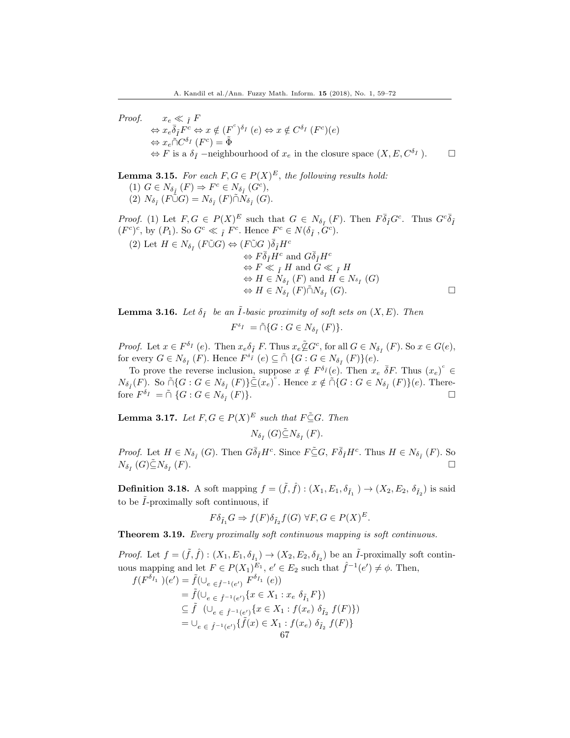*Proof.* $\quad x_e \ll_{\tilde{I}} F$

$\Leftrightarrow x_e \bar{\delta}_{\tilde{I}} F^c \Leftrightarrow x \notin (F^c)^{\delta_I}(e) \Leftrightarrow x \notin C^{\delta_I}(F^c)(e)$

$\Leftrightarrow x_e \tilde{\cap} C^{\delta_I}(F^c) = \tilde{\Phi}$

$\Leftrightarrow F$ is a $\delta_{\tilde{I}}$ −neighbourhood of $x_e$ in the closure space $(X, E, C^{\delta_I})$. $\square$

**Lemma 3.15.** *For each $F, G \in P(X)^E$, the following results hold:*

(1) $G \in N_{\delta_{\tilde{I}}}(F) \Rightarrow F^c \in N_{\delta_{\tilde{I}}}(G^c)$,

(2) $N_{\delta_{\tilde{I}}}(F \tilde{\cup} G) = N_{\delta_{\tilde{I}}}(F) \tilde{\cap} N_{\delta_{\tilde{I}}}(G)$.

*Proof.* (1) Let $F, G \in P(X)^E$ such that $G \in N_{\delta_{\tilde{I}}}(F)$. Then $F \bar{\delta}_{\tilde{I}} G^c$. Thus $G^c \bar{\delta}_{\tilde{I}} (F^c)^c$, by $(P_1)$. So $G^c \ll_{\tilde{I}} F^c$. Hence $F^c \in N(\delta_{\tilde{I}}, G^c)$.

(2) Let $H \in N_{\delta_{\tilde{I}}}(F \tilde{\cup} G) \Leftrightarrow (F \tilde{\cup} G) \bar{\delta}_{\tilde{I}} H^c$

$\Leftrightarrow F \bar{\delta}_{\tilde{I}} H^c$ and $G \bar{\delta}_{\tilde{I}} H^c$

$\Leftrightarrow F \ll_{\tilde{I}} H$ and $G \ll_{\tilde{I}} H$

$\Leftrightarrow H \in N_{\delta_{\tilde{I}}}(F)$ and $H \in N_{\delta_{\tilde{I}}}(G)$

$\Leftrightarrow H \in N_{\delta_{\tilde{I}}}(F) \tilde{\cap} N_{\delta_{\tilde{I}}}(G)$. $\square$

**Lemma 3.16.** *Let $\delta_{\tilde{I}}$ be an $\tilde{I}$-basic proximity of soft sets on $(X, E)$. Then*

$$F^{\delta_{\tilde{I}}} = \tilde{\cap}\{G : G \in N_{\delta_{\tilde{I}}}(F)\}.$$

*Proof.* Let $x \in F^{\delta_I}(e)$. Then $x_e \delta_{\tilde{I}} F$. Thus $x_e \tilde{\not\subseteq} G^c$, for all $G \in N_{\delta_{\tilde{I}}}(F)$. So $x \in G(e)$, for every $G \in N_{\delta_{\tilde{I}}}(F)$. Hence $F^{\delta_{\tilde{I}}}(e) \subseteq \tilde{\cap}\{G : G \in N_{\delta_{\tilde{I}}}(F)\}(e)$.

To prove the reverse inclusion, suppose $x \notin F^{\delta_{\tilde{I}}}(e)$. Then $x_e\ \bar{\delta} F$. Thus $(x_e)^c \in N_{\delta_{\tilde{I}}}(F)$. So $\tilde{\cap}\{G : G \in N_{\delta_{\tilde{I}}}(F)\} \tilde{\subseteq} (x_e)^c$. Hence $x \notin \tilde{\cap}\{G : G \in N_{\delta_{\tilde{I}}}(F)\}(e)$. Therefore $F^{\delta_{\tilde{I}}} = \tilde{\cap}\{G : G \in N_{\delta_{\tilde{I}}}(F)\}$. $\square$

**Lemma 3.17.** *Let $F, G \in P(X)^E$ such that $F \tilde{\subseteq} G$. Then*

$$N_{\delta_{\tilde{I}}}(G) \tilde{\subseteq} N_{\delta_{\tilde{I}}}(F).$$

*Proof.* Let $H \in N_{\delta_{\tilde{I}}}(G)$. Then $G \bar{\delta}_{\tilde{I}} H^c$. Since $F \tilde{\subseteq} G$, $F \bar{\delta}_{\tilde{I}} H^c$. Thus $H \in N_{\delta_{\tilde{I}}}(F)$. So $N_{\delta_{\tilde{I}}}(G) \tilde{\subseteq} N_{\delta_{\tilde{I}}}(F)$. $\square$

**Definition 3.18.** A soft mapping $f = (\tilde{f}, \hat{f}) : (X_1, E_1, \delta_{\tilde{I}_1}) \to (X_2, E_2, \delta_{\tilde{I}_2})$ is said to be $\tilde{I}$-proximally soft continuous, if

$$F \delta_{\tilde{I}_1} G \Rightarrow f(F) \delta_{\tilde{I}_2} f(G)\ \forall F, G \in P(X)^E.$$

**Theorem 3.19.** *Every proximally soft continuous mapping is soft continuous.*

*Proof.* Let $f = (\tilde{f}, \hat{f}) : (X_1, E_1, \delta_{\tilde{I}_1}) \to (X_2, E_2, \delta_{\tilde{I}_2})$ be an $\tilde{I}$-proximally soft continuous mapping and let $F \in P(X_1)^{E_1}$, $e' \in E_2$ such that $\hat{f}^{-1}(e') \neq \phi$. Then,

$$\begin{aligned}
f(F^{\delta_{I_1}})(e') &= \tilde{f}(\cup_{e \in \hat{f}^{-1}(e')} F^{\delta_{I_1}}(e)) \\
&= \tilde{f}(\cup_{e \in \hat{f}^{-1}(e')}\{x \in X_1 : x_e\ \delta_{\tilde{I}_1} F\}) \\
&\subseteq \tilde{f}\ (\cup_{e \in \hat{f}^{-1}(e')}\{x \in X_1 : f(x_e)\ \delta_{\tilde{I}_2}\ f(F)\}) \\
&= \cup_{e \in \hat{f}^{-1}(e')}\{\tilde{f}(x) \in X_1 : f(x_e)\ \delta_{\tilde{I}_2}\ f(F)\}
\end{aligned}$$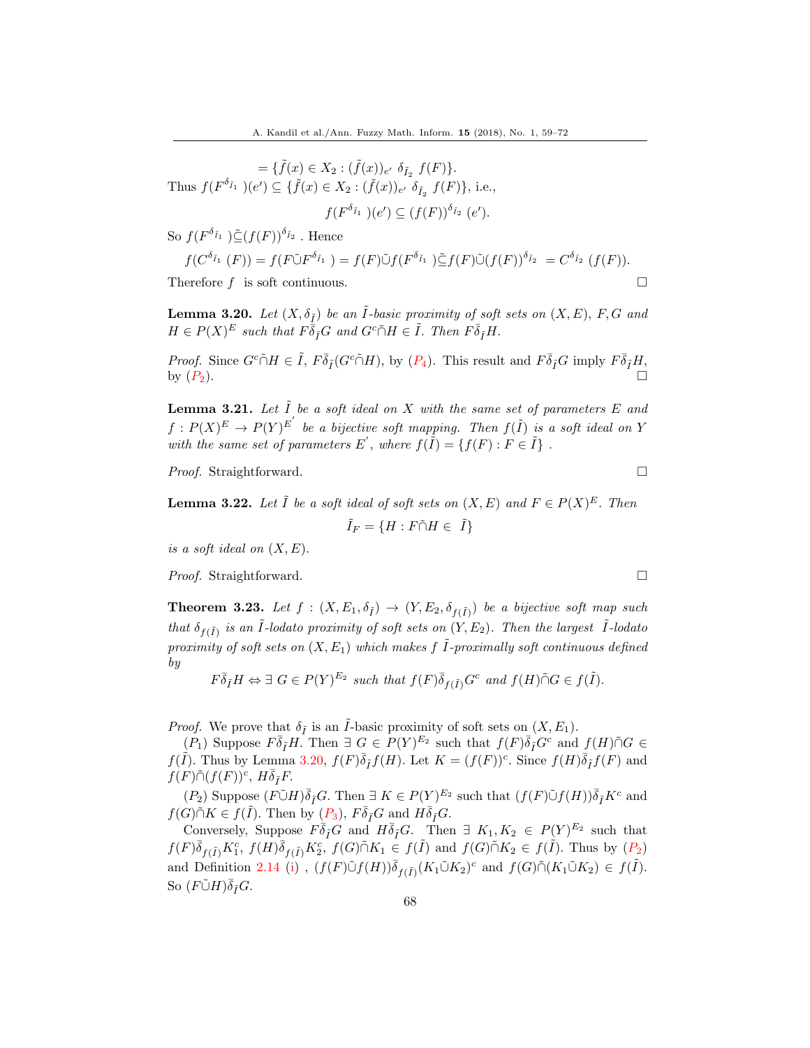$$= \{\tilde{f}(x) \in X_2 : (\tilde{f}(x))_{e'} \ \delta_{\tilde{I}_2} \ f(F)\}.$$

Thus $f(F^{\delta_{\tilde{I}_1}})(e') \subseteq \{\tilde{f}(x) \in X_2 : (\tilde{f}(x))_{e'} \ \delta_{\tilde{I}_2} \ f(F)\}$, i.e.,

$$f(F^{\delta_{\tilde{I}_1}})(e') \subseteq (f(F))^{\delta_{\tilde{I}_2}}(e').$$

So $f(F^{\delta_{\tilde{I}_1}}) \tilde{\subseteq} (f(F))^{\delta_{\tilde{I}_2}}$. Hence

$$f(C^{\delta_{\tilde{I}_1}}(F)) = f(F \tilde{\cup} F^{\delta_{\tilde{I}_1}}) = f(F) \tilde{\cup} f(F^{\delta_{\tilde{I}_1}}) \tilde{\subseteq} f(F) \tilde{\cup} (f(F))^{\delta_{\tilde{I}_2}} = C^{\delta_{\tilde{I}_2}}(f(F)).$$

Therefore $f$ is soft continuous. □

**Lemma 3.20.** *Let $(X, \delta_{\tilde{I}})$ be an $\tilde{I}$-basic proximity of soft sets on $(X, E)$, $F, G$ and $H \in P(X)^E$ such that $F \bar{\delta}_{\tilde{I}} G$ and $G^c \tilde{\cap} H \in \tilde{I}$. Then $F \bar{\delta}_{\tilde{I}} H$.*

*Proof.* Since $G^c \tilde{\cap} H \in \tilde{I}$, $F \bar{\delta}_{\tilde{I}} (G^c \tilde{\cap} H)$, by ($P_4$). This result and $F \bar{\delta}_{\tilde{I}} G$ imply $F \bar{\delta}_{\tilde{I}} H$, by ($P_2$). □

**Lemma 3.21.** *Let $\tilde{I}$ be a soft ideal on $X$ with the same set of parameters $E$ and $f : P(X)^E \to P(Y)^{E'}$ be a bijective soft mapping. Then $f(\tilde{I})$ is a soft ideal on $Y$ with the same set of parameters $E'$, where $f(\tilde{I}) = \{f(F) : F \in \tilde{I}\}$.*

*Proof.* Straightforward. □

**Lemma 3.22.** *Let $\tilde{I}$ be a soft ideal of soft sets on $(X, E)$ and $F \in P(X)^E$. Then*

$$\tilde{I}_F = \{H : F \tilde{\cap} H \in \tilde{I}\}$$

*is a soft ideal on $(X, E)$.*

*Proof.* Straightforward. □

**Theorem 3.23.** *Let $f : (X, E_1, \delta_{\tilde{I}}) \to (Y, E_2, \delta_{f(\tilde{I})})$ be a bijective soft map such that $\delta_{f(\tilde{I})}$ is an $\tilde{I}$-lodato proximity of soft sets on $(Y, E_2)$. Then the largest $\tilde{I}$-lodato proximity of soft sets on $(X, E_1)$ which makes $f$ $\tilde{I}$-proximally soft continuous defined by*

$$F \bar{\delta}_{\tilde{I}} H \Leftrightarrow \exists\, G \in P(Y)^{E_2} \text{ such that } f(F) \bar{\delta}_{f(\tilde{I})} G^c \text{ and } f(H) \tilde{\cap} G \in f(\tilde{I}).$$

*Proof.* We prove that $\delta_{\tilde{I}}$ is an $\tilde{I}$-basic proximity of soft sets on $(X, E_1)$.

($P_1$) Suppose $F \bar{\delta}_{\tilde{I}} H$. Then $\exists\, G \in P(Y)^{E_2}$ such that $f(F) \bar{\delta}_{\tilde{I}} G^c$ and $f(H) \tilde{\cap} G \in f(\tilde{I})$. Thus by Lemma 3.20, $f(F) \bar{\delta}_{\tilde{I}} f(H)$. Let $K = (f(F))^c$. Since $f(H) \bar{\delta}_{\tilde{I}} f(F)$ and $f(F) \tilde{\cap} (f(F))^c$, $H \bar{\delta}_{\tilde{I}} F$.

($P_2$) Suppose $(F \tilde{\cup} H) \bar{\delta}_{\tilde{I}} G$. Then $\exists\, K \in P(Y)^{E_2}$ such that $(f(F) \tilde{\cup} f(H)) \bar{\delta}_{\tilde{I}} K^c$ and $f(G) \tilde{\cap} K \in f(\tilde{I})$. Then by ($P_3$), $F \bar{\delta}_{\tilde{I}} G$ and $H \bar{\delta}_{\tilde{I}} G$.

Conversely, Suppose $F \bar{\delta}_{\tilde{I}} G$ and $H \bar{\delta}_{\tilde{I}} G$. Then $\exists\, K_1, K_2 \in P(Y)^{E_2}$ such that $f(F) \bar{\delta}_{f(\tilde{I})} K_1^c$, $f(H) \bar{\delta}_{f(\tilde{I})} K_2^c$, $f(G) \tilde{\cap} K_1 \in f(\tilde{I})$ and $f(G) \tilde{\cap} K_2 \in f(\tilde{I})$. Thus by ($P_2$) and Definition 2.14 (i), $(f(F) \tilde{\cup} f(H)) \bar{\delta}_{f(\tilde{I})} (K_1 \tilde{\cup} K_2)^c$ and $f(G) \tilde{\cap} (K_1 \tilde{\cup} K_2) \in f(\tilde{I})$. So $(F \tilde{\cup} H) \bar{\delta}_{\tilde{I}} G$.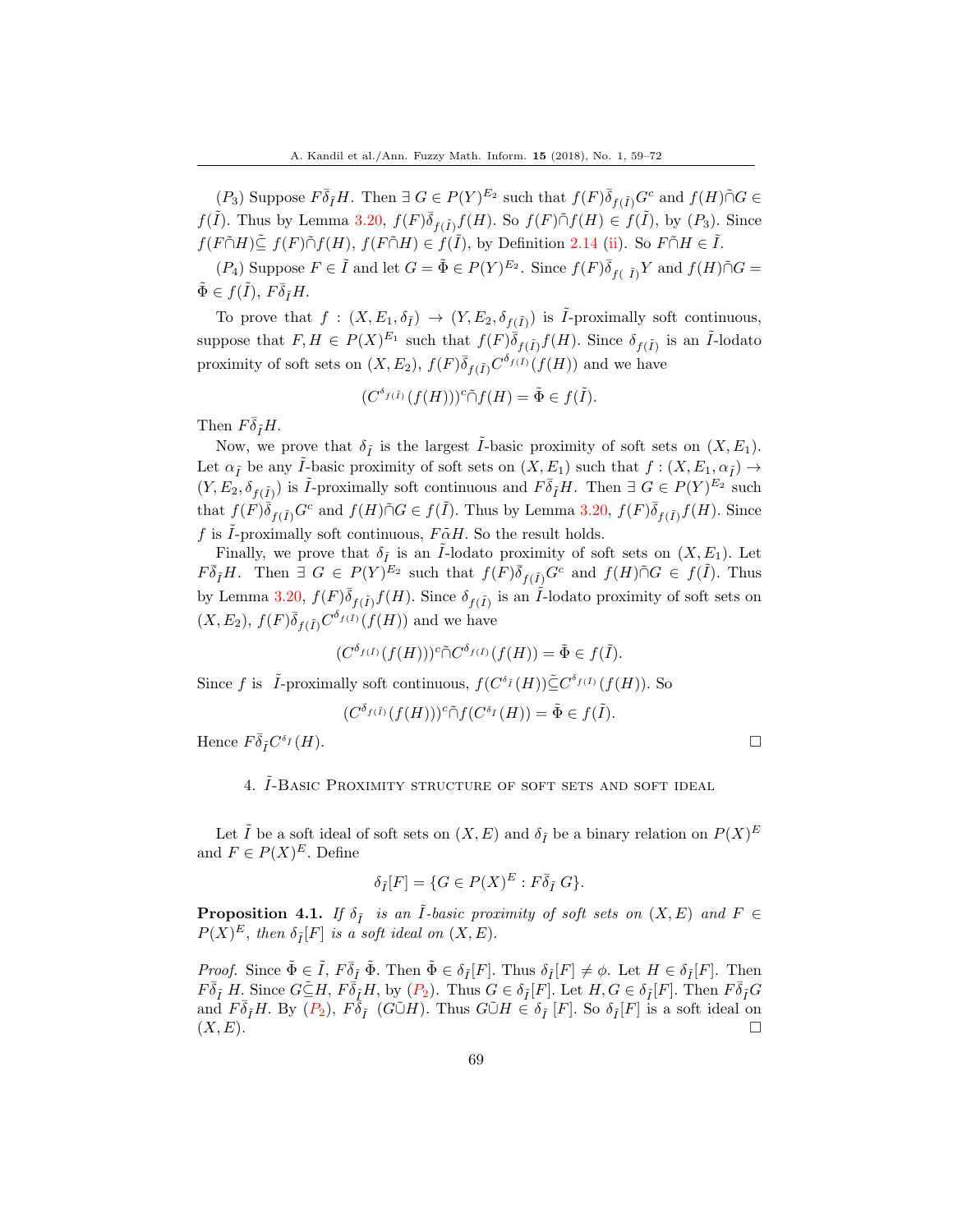($P_3$) Suppose $F\bar{\delta}_{\tilde{I}}H$. Then $\exists\ G \in P(Y)^{E_2}$ such that $f(F)\bar{\delta}_{f(\tilde{I})}G^c$ and $f(H)\tilde{\cap}G \in f(\tilde{I})$. Thus by Lemma 3.20, $f(F)\bar{\delta}_{f(\tilde{I})}f(H)$. So $f(F)\tilde{\cap}f(H) \in f(\tilde{I})$, by ($P_3$). Since $f(F\tilde{\cap}H)\tilde{\subseteq} f(F)\tilde{\cap}f(H)$, $f(F\tilde{\cap}H) \in f(\tilde{I})$, by Definition 2.14 (ii). So $F\tilde{\cap}H \in \tilde{I}$.

($P_4$) Suppose $F \in \tilde{I}$ and let $G = \tilde{\Phi} \in P(Y)^{E_2}$. Since $f(F)\bar{\delta}_{f(\ \tilde{I})}Y$ and $f(H)\tilde{\cap}G = \tilde{\Phi} \in f(\tilde{I})$, $F\bar{\delta}_{\tilde{I}}H$.

To prove that $f : (X, E_1, \delta_{\tilde{I}}) \to (Y, E_2, \delta_{f(\tilde{I})})$ is $\tilde{I}$-proximally soft continuous, suppose that $F, H \in P(X)^{E_1}$ such that $f(F)\bar{\delta}_{f(\tilde{I})}f(H)$. Since $\delta_{f(\tilde{I})}$ is an $\tilde{I}$-lodato proximity of soft sets on $(X, E_2)$, $f(F)\bar{\delta}_{f(\tilde{I})}C^{\delta_{f(\tilde{I})}}(f(H))$ and we have

$$(C^{\delta_{f(\tilde{I})}}(f(H)))^c\tilde{\cap}f(H) = \tilde{\Phi} \in f(\tilde{I}).$$

Then $F\bar{\delta}_{\tilde{I}}H$.

Now, we prove that $\delta_{\tilde{I}}$ is the largest $\tilde{I}$-basic proximity of soft sets on $(X, E_1)$. Let $\alpha_{\tilde{I}}$ be any $\tilde{I}$-basic proximity of soft sets on $(X, E_1)$ such that $f : (X, E_1, \alpha_{\tilde{I}}) \to (Y, E_2, \delta_{f(\tilde{I})})$ is $\tilde{I}$-proximally soft continuous and $F\bar{\delta}_{\tilde{I}}H$. Then $\exists\ G \in P(Y)^{E_2}$ such that $f(F)\bar{\delta}_{f(\tilde{I})}G^c$ and $f(H)\tilde{\cap}G \in f(\tilde{I})$. Thus by Lemma 3.20, $f(F)\bar{\delta}_{f(\tilde{I})}f(H)$. Since $f$ is $\tilde{I}$-proximally soft continuous, $F\bar{\alpha}H$. So the result holds.

Finally, we prove that $\delta_{\tilde{I}}$ is an $\tilde{I}$-lodato proximity of soft sets on $(X, E_1)$. Let $F\bar{\delta}_{\tilde{I}}H$. Then $\exists\ G \in P(Y)^{E_2}$ such that $f(F)\bar{\delta}_{f(\tilde{I})}G^c$ and $f(H)\tilde{\cap}G \in f(\tilde{I})$. Thus by Lemma 3.20, $f(F)\bar{\delta}_{f(\tilde{I})}f(H)$. Since $\delta_{f(\tilde{I})}$ is an $\tilde{I}$-lodato proximity of soft sets on $(X, E_2)$, $f(F)\bar{\delta}_{f(\tilde{I})}C^{\delta_{f(\tilde{I})}}(f(H))$ and we have

$$(C^{\delta_{f(\tilde{I})}}(f(H)))^c\tilde{\cap}C^{\delta_{f(\tilde{I})}}(f(H)) = \tilde{\Phi} \in f(\tilde{I}).$$

Since $f$ is $\tilde{I}$-proximally soft continuous, $f(C^{\delta_{\tilde{I}}}(H))\tilde{\subseteq}C^{\delta_{f(\tilde{I})}}(f(H))$. So

$$(C^{\delta_{f(\tilde{I})}}(f(H)))^c\tilde{\cap}f(C^{\delta_{\tilde{I}}}(H)) = \tilde{\Phi} \in f(\tilde{I}).$$

Hence $F\bar{\delta}_{\tilde{I}}C^{\delta_{\tilde{I}}}(H)$. □

## 4. $\tilde{I}$-Basic Proximity structure of soft sets and soft ideal

Let $\tilde{I}$ be a soft ideal of soft sets on $(X, E)$ and $\delta_{\tilde{I}}$ be a binary relation on $P(X)^E$ and $F \in P(X)^E$. Define

$$\delta_{\tilde{I}}[F] = \{G \in P(X)^E : F\bar{\delta}_{\tilde{I}}\ G\}.$$

**Proposition 4.1.** *If $\delta_{\tilde{I}}$ is an $\tilde{I}$-basic proximity of soft sets on $(X, E)$ and $F \in P(X)^E$, then $\delta_{\tilde{I}}[F]$ is a soft ideal on $(X, E)$.*

*Proof.* Since $\tilde{\Phi} \in \tilde{I}$, $F\bar{\delta}_{\tilde{I}}\ \tilde{\Phi}$. Then $\tilde{\Phi} \in \delta_{\tilde{I}}[F]$. Thus $\delta_{\tilde{I}}[F] \neq \phi$. Let $H \in \delta_{\tilde{I}}[F]$. Then $F\bar{\delta}_{\tilde{I}}\ H$. Since $G\tilde{\subseteq}H$, $F\bar{\delta}_{\tilde{I}}H$, by ($P_2$). Thus $G \in \delta_{\tilde{I}}[F]$. Let $H, G \in \delta_{\tilde{I}}[F]$. Then $F\bar{\delta}_{\tilde{I}}G$ and $F\bar{\delta}_{\tilde{I}}H$. By ($P_2$), $F\bar{\delta}_{\tilde{I}}\ (G\tilde{\cup}H)$. Thus $G\tilde{\cup}H \in \delta_{\tilde{I}}\ [F]$. So $\delta_{\tilde{I}}[F]$ is a soft ideal on $(X, E)$. □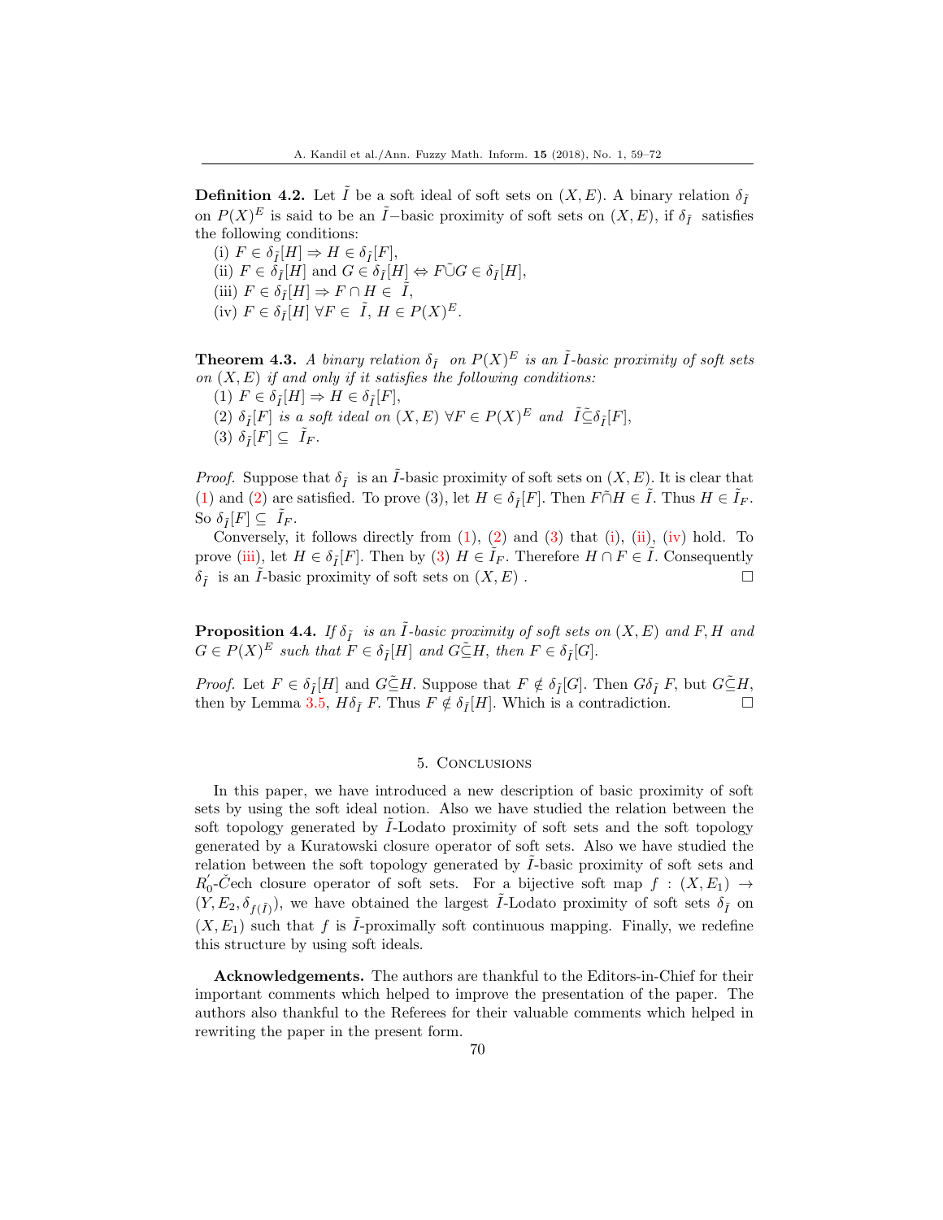**Definition 4.2.** Let $\tilde{I}$ be a soft ideal of soft sets on $(X, E)$. A binary relation $\delta_{\tilde{I}}$ on $P(X)^E$ is said to be an $\tilde{I}-$basic proximity of soft sets on $(X, E)$, if $\delta_{\tilde{I}}$ satisfies the following conditions:

(i) $F \in \delta_{\tilde{I}}[H] \Rightarrow H \in \delta_{\tilde{I}}[F]$,

(ii) $F \in \delta_{\tilde{I}}[H]$ and $G \in \delta_{\tilde{I}}[H] \Leftrightarrow F \tilde{\cup} G \in \delta_{\tilde{I}}[H]$,

(iii) $F \in \delta_{\tilde{I}}[H] \Rightarrow F \cap H \in \tilde{I}$,

(iv) $F \in \delta_{\tilde{I}}[H]$ $\forall F \in \tilde{I}$, $H \in P(X)^E$.

**Theorem 4.3.** *A binary relation $\delta_{\tilde{I}}$ on $P(X)^E$ is an $\tilde{I}$-basic proximity of soft sets on $(X, E)$ if and only if it satisfies the following conditions:*

(1) $F \in \delta_{\tilde{I}}[H] \Rightarrow H \in \delta_{\tilde{I}}[F]$,

(2) *$\delta_{\tilde{I}}[F]$ is a soft ideal on $(X, E)$ $\forall F \in P(X)^E$ and $\tilde{I} \tilde{\subseteq} \delta_{\tilde{I}}[F]$,*

(3) $\delta_{\tilde{I}}[F] \subseteq \tilde{I}_F$.

*Proof.* Suppose that $\delta_{\tilde{I}}$ is an $\tilde{I}$-basic proximity of soft sets on $(X, E)$. It is clear that (1) and (2) are satisfied. To prove (3), let $H \in \delta_{\tilde{I}}[F]$. Then $F \tilde{\cap} H \in \tilde{I}$. Thus $H \in \tilde{I}_F$. So $\delta_{\tilde{I}}[F] \subseteq \tilde{I}_F$.

Conversely, it follows directly from (1), (2) and (3) that (i), (ii), (iv) hold. To prove (iii), let $H \in \delta_{\tilde{I}}[F]$. Then by (3) $H \in \tilde{I}_F$. Therefore $H \cap F \in \tilde{I}$. Consequently $\delta_{\tilde{I}}$ is an $\tilde{I}$-basic proximity of soft sets on $(X, E)$ . □

**Proposition 4.4.** *If $\delta_{\tilde{I}}$ is an $\tilde{I}$-basic proximity of soft sets on $(X, E)$ and $F, H$ and $G \in P(X)^E$ such that $F \in \delta_{\tilde{I}}[H]$ and $G \tilde{\subseteq} H$, then $F \in \delta_{\tilde{I}}[G]$.*

*Proof.* Let $F \in \delta_{\tilde{I}}[H]$ and $G \tilde{\subseteq} H$. Suppose that $F \notin \delta_{\tilde{I}}[G]$. Then $G \delta_{\tilde{I}} F$, but $G \tilde{\subseteq} H$, then by Lemma 3.5, $H \delta_{\tilde{I}} F$. Thus $F \notin \delta_{\tilde{I}}[H]$. Which is a contradiction. □

## 5. Conclusions

In this paper, we have introduced a new description of basic proximity of soft sets by using the soft ideal notion. Also we have studied the relation between the soft topology generated by $\tilde{I}$-Lodato proximity of soft sets and the soft topology generated by a Kuratowski closure operator of soft sets. Also we have studied the relation between the soft topology generated by $\tilde{I}$-basic proximity of soft sets and $R_0^{'}$-Čech closure operator of soft sets. For a bijective soft map $f : (X, E_1) \to (Y, E_2, \delta_{f(\tilde{I})})$, we have obtained the largest $\tilde{I}$-Lodato proximity of soft sets $\delta_{\tilde{I}}$ on $(X, E_1)$ such that $f$ is $\tilde{I}$-proximally soft continuous mapping. Finally, we redefine this structure by using soft ideals.

**Acknowledgements.** The authors are thankful to the Editors-in-Chief for their important comments which helped to improve the presentation of the paper. The authors also thankful to the Referees for their valuable comments which helped in rewriting the paper in the present form.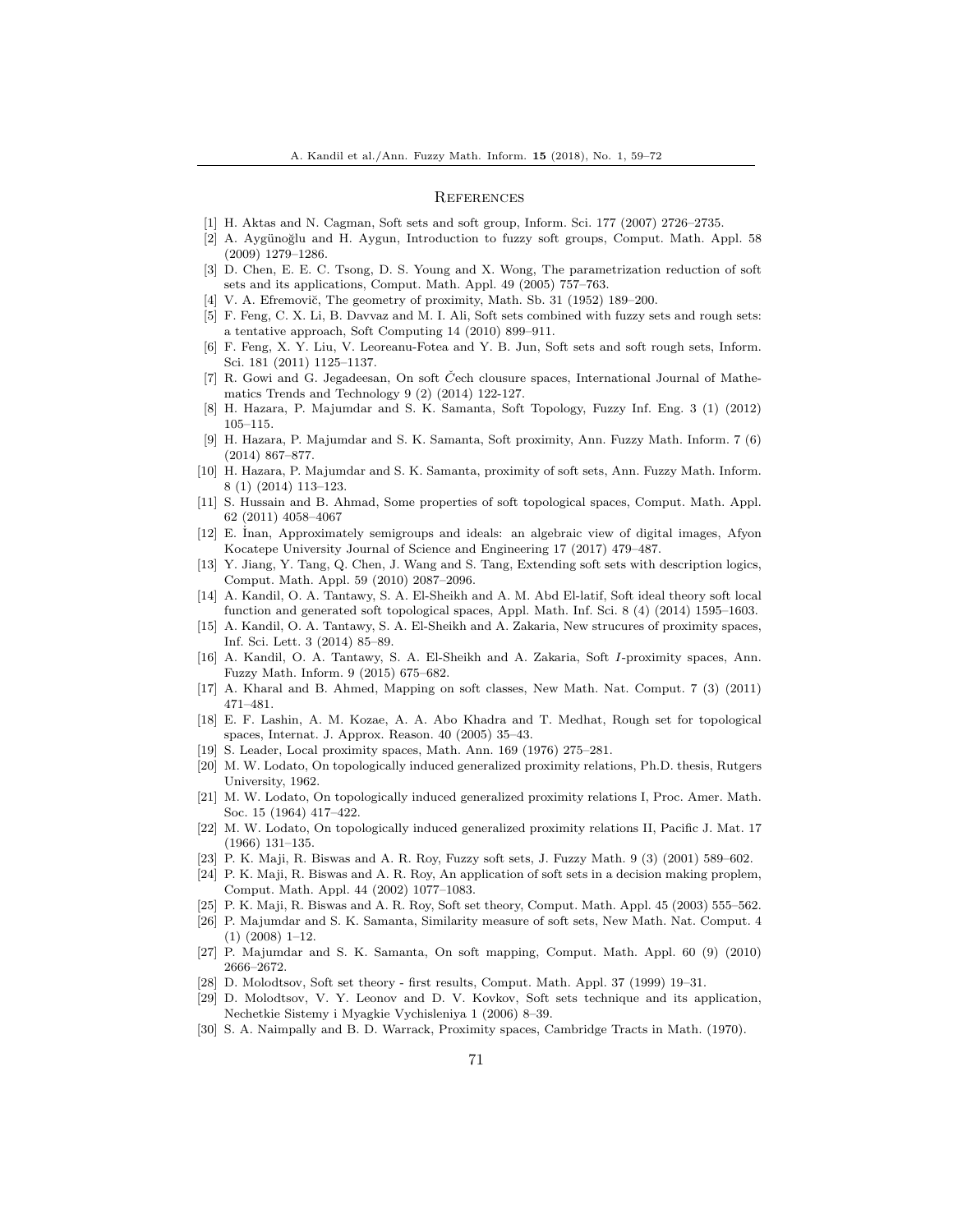## References

[1] H. Aktas and N. Cagman, Soft sets and soft group, Inform. Sci. 177 (2007) 2726–2735.

[2] A. Aygünoğlu and H. Aygun, Introduction to fuzzy soft groups, Comput. Math. Appl. 58 (2009) 1279–1286.

[3] D. Chen, E. E. C. Tsong, D. S. Young and X. Wong, The parametrization reduction of soft sets and its applications, Comput. Math. Appl. 49 (2005) 757–763.

[4] V. A. Efremovič, The geometry of proximity, Math. Sb. 31 (1952) 189–200.

[5] F. Feng, C. X. Li, B. Davvaz and M. I. Ali, Soft sets combined with fuzzy sets and rough sets: a tentative approach, Soft Computing 14 (2010) 899–911.

[6] F. Feng, X. Y. Liu, V. Leoreanu-Fotea and Y. B. Jun, Soft sets and soft rough sets, Inform. Sci. 181 (2011) 1125–1137.

[7] R. Gowi and G. Jegadeesan, On soft Čech clousure spaces, International Journal of Mathematics Trends and Technology 9 (2) (2014) 122-127.

[8] H. Hazara, P. Majumdar and S. K. Samanta, Soft Topology, Fuzzy Inf. Eng. 3 (1) (2012) 105–115.

[9] H. Hazara, P. Majumdar and S. K. Samanta, Soft proximity, Ann. Fuzzy Math. Inform. 7 (6) (2014) 867–877.

[10] H. Hazara, P. Majumdar and S. K. Samanta, proximity of soft sets, Ann. Fuzzy Math. Inform. 8 (1) (2014) 113–123.

[11] S. Hussain and B. Ahmad, Some properties of soft topological spaces, Comput. Math. Appl. 62 (2011) 4058–4067

[12] E. İnan, Approximately semigroups and ideals: an algebraic view of digital images, Afyon Kocatepe University Journal of Science and Engineering 17 (2017) 479–487.

[13] Y. Jiang, Y. Tang, Q. Chen, J. Wang and S. Tang, Extending soft sets with description logics, Comput. Math. Appl. 59 (2010) 2087–2096.

[14] A. Kandil, O. A. Tantawy, S. A. El-Sheikh and A. M. Abd El-latif, Soft ideal theory soft local function and generated soft topological spaces, Appl. Math. Inf. Sci. 8 (4) (2014) 1595–1603.

[15] A. Kandil, O. A. Tantawy, S. A. El-Sheikh and A. Zakaria, New strucures of proximity spaces, Inf. Sci. Lett. 3 (2014) 85–89.

[16] A. Kandil, O. A. Tantawy, S. A. El-Sheikh and A. Zakaria, Soft $I$-proximity spaces, Ann. Fuzzy Math. Inform. 9 (2015) 675–682.

[17] A. Kharal and B. Ahmed, Mapping on soft classes, New Math. Nat. Comput. 7 (3) (2011) 471–481.

[18] E. F. Lashin, A. M. Kozae, A. A. Abo Khadra and T. Medhat, Rough set for topological spaces, Internat. J. Approx. Reason. 40 (2005) 35–43.

[19] S. Leader, Local proximity spaces, Math. Ann. 169 (1976) 275–281.

[20] M. W. Lodato, On topologically induced generalized proximity relations, Ph.D. thesis, Rutgers University, 1962.

[21] M. W. Lodato, On topologically induced generalized proximity relations I, Proc. Amer. Math. Soc. 15 (1964) 417–422.

[22] M. W. Lodato, On topologically induced generalized proximity relations II, Pacific J. Mat. 17 (1966) 131–135.

[23] P. K. Maji, R. Biswas and A. R. Roy, Fuzzy soft sets, J. Fuzzy Math. 9 (3) (2001) 589–602.

[24] P. K. Maji, R. Biswas and A. R. Roy, An application of soft sets in a decision making proplem, Comput. Math. Appl. 44 (2002) 1077–1083.

[25] P. K. Maji, R. Biswas and A. R. Roy, Soft set theory, Comput. Math. Appl. 45 (2003) 555–562.

[26] P. Majumdar and S. K. Samanta, Similarity measure of soft sets, New Math. Nat. Comput. 4 (1) (2008) 1–12.

[27] P. Majumdar and S. K. Samanta, On soft mapping, Comput. Math. Appl. 60 (9) (2010) 2666–2672.

[28] D. Molodtsov, Soft set theory - first results, Comput. Math. Appl. 37 (1999) 19–31.

[29] D. Molodtsov, V. Y. Leonov and D. V. Kovkov, Soft sets technique and its application, Nechetkie Sistemy i Myagkie Vychisleniya 1 (2006) 8–39.

[30] S. A. Naimpally and B. D. Warrack, Proximity spaces, Cambridge Tracts in Math. (1970).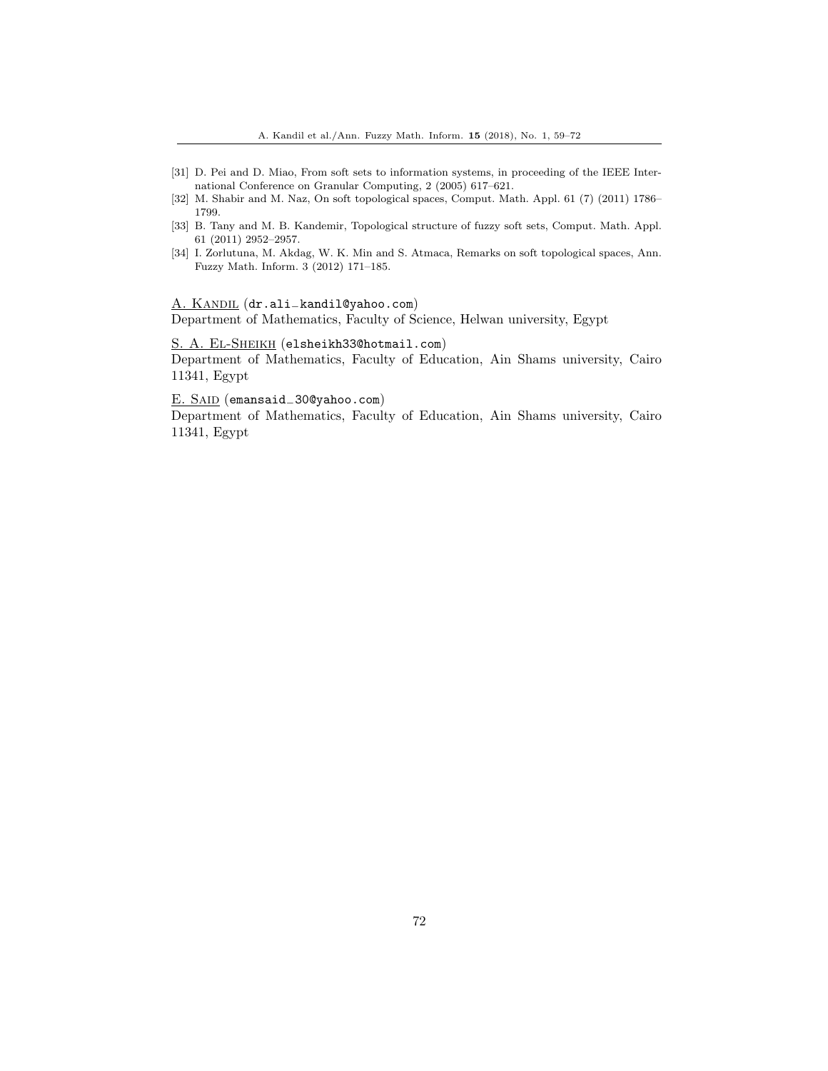[31] D. Pei and D. Miao, From soft sets to information systems, in proceeding of the IEEE International Conference on Granular Computing, 2 (2005) 617–621.

[32] M. Shabir and M. Naz, On soft topological spaces, Comput. Math. Appl. 61 (7) (2011) 1786–1799.

[33] B. Tany and M. B. Kandemir, Topological structure of fuzzy soft sets, Comput. Math. Appl. 61 (2011) 2952–2957.

[34] I. Zorlutuna, M. Akdag, W. K. Min and S. Atmaca, Remarks on soft topological spaces, Ann. Fuzzy Math. Inform. 3 (2012) 171–185.

A. Kandil (dr.ali_kandil@yahoo.com)
Department of Mathematics, Faculty of Science, Helwan university, Egypt

S. A. El-Sheikh (elsheikh33@hotmail.com)
Department of Mathematics, Faculty of Education, Ain Shams university, Cairo 11341, Egypt

E. Said (emansaid_30@yahoo.com)
Department of Mathematics, Faculty of Education, Ain Shams university, Cairo 11341, Egypt